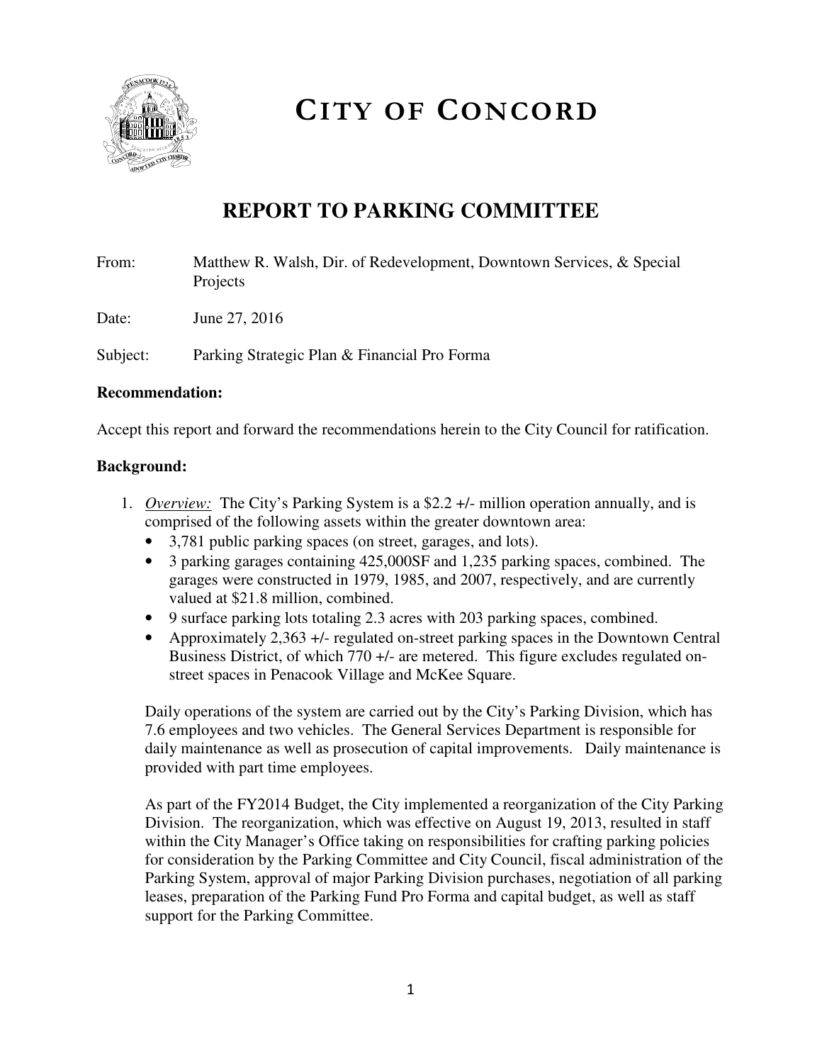# CITY OF CONCORD

## REPORT TO PARKING COMMITTEE

From: Matthew R. Walsh, Dir. of Redevelopment, Downtown Services, & Special Projects

Date: June 27, 2016

Subject: Parking Strategic Plan & Financial Pro Forma

**Recommendation:**

Accept this report and forward the recommendations herein to the City Council for ratification.

**Background:**

1. *Overview:* The City's Parking System is a $2.2 +/- million operation annually, and is comprised of the following assets within the greater downtown area:
   - 3,781 public parking spaces (on street, garages, and lots).
   - 3 parking garages containing 425,000SF and 1,235 parking spaces, combined. The garages were constructed in 1979, 1985, and 2007, respectively, and are currently valued at $21.8 million, combined.
   - 9 surface parking lots totaling 2.3 acres with 203 parking spaces, combined.
   - Approximately 2,363 +/- regulated on-street parking spaces in the Downtown Central Business District, of which 770 +/- are metered. This figure excludes regulated on-street spaces in Penacook Village and McKee Square.

   Daily operations of the system are carried out by the City's Parking Division, which has 7.6 employees and two vehicles. The General Services Department is responsible for daily maintenance as well as prosecution of capital improvements. Daily maintenance is provided with part time employees.

   As part of the FY2014 Budget, the City implemented a reorganization of the City Parking Division. The reorganization, which was effective on August 19, 2013, resulted in staff within the City Manager's Office taking on responsibilities for crafting parking policies for consideration by the Parking Committee and City Council, fiscal administration of the Parking System, approval of major Parking Division purchases, negotiation of all parking leases, preparation of the Parking Fund Pro Forma and capital budget, as well as staff support for the Parking Committee.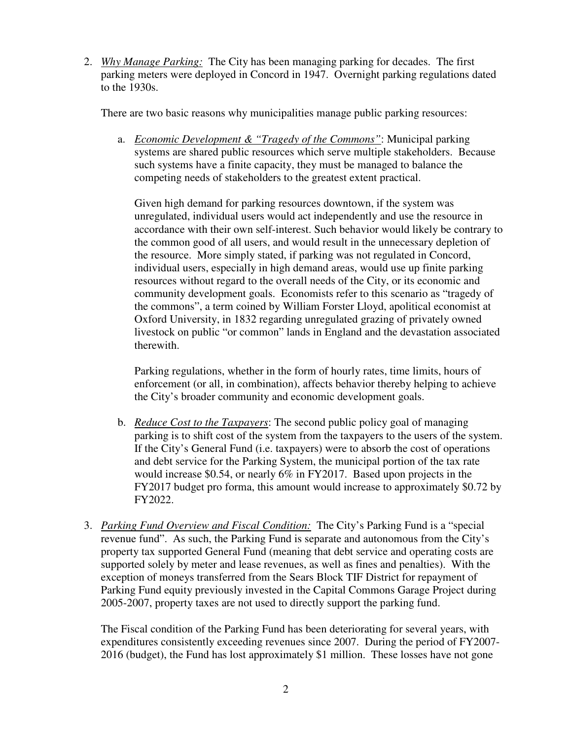2. *Why Manage Parking:* The City has been managing parking for decades. The first parking meters were deployed in Concord in 1947. Overnight parking regulations dated to the 1930s.

   There are two basic reasons why municipalities manage public parking resources:

   a. *Economic Development & "Tragedy of the Commons"*: Municipal parking systems are shared public resources which serve multiple stakeholders. Because such systems have a finite capacity, they must be managed to balance the competing needs of stakeholders to the greatest extent practical.

      Given high demand for parking resources downtown, if the system was unregulated, individual users would act independently and use the resource in accordance with their own self-interest. Such behavior would likely be contrary to the common good of all users, and would result in the unnecessary depletion of the resource. More simply stated, if parking was not regulated in Concord, individual users, especially in high demand areas, would use up finite parking resources without regard to the overall needs of the City, or its economic and community development goals. Economists refer to this scenario as "tragedy of the commons", a term coined by William Forster Lloyd, apolitical economist at Oxford University, in 1832 regarding unregulated grazing of privately owned livestock on public "or common" lands in England and the devastation associated therewith.

      Parking regulations, whether in the form of hourly rates, time limits, hours of enforcement (or all, in combination), affects behavior thereby helping to achieve the City's broader community and economic development goals.

   b. *Reduce Cost to the Taxpayers*: The second public policy goal of managing parking is to shift cost of the system from the taxpayers to the users of the system. If the City's General Fund (i.e. taxpayers) were to absorb the cost of operations and debt service for the Parking System, the municipal portion of the tax rate would increase $0.54, or nearly 6% in FY2017. Based upon projects in the FY2017 budget pro forma, this amount would increase to approximately $0.72 by FY2022.

3. *Parking Fund Overview and Fiscal Condition:* The City's Parking Fund is a "special revenue fund". As such, the Parking Fund is separate and autonomous from the City's property tax supported General Fund (meaning that debt service and operating costs are supported solely by meter and lease revenues, as well as fines and penalties). With the exception of moneys transferred from the Sears Block TIF District for repayment of Parking Fund equity previously invested in the Capital Commons Garage Project during 2005-2007, property taxes are not used to directly support the parking fund.

   The Fiscal condition of the Parking Fund has been deteriorating for several years, with expenditures consistently exceeding revenues since 2007. During the period of FY2007-2016 (budget), the Fund has lost approximately $1 million. These losses have not gone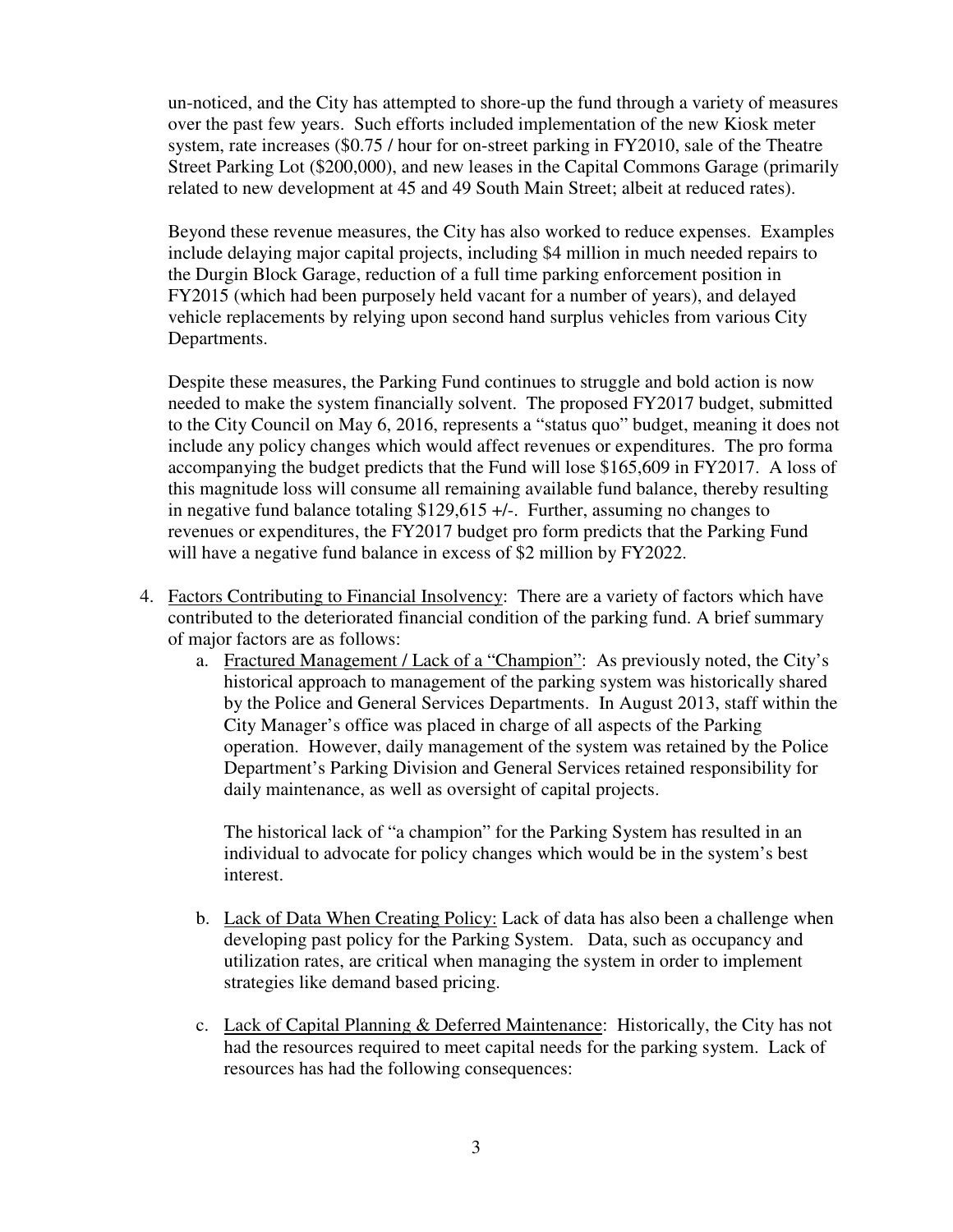un-noticed, and the City has attempted to shore-up the fund through a variety of measures over the past few years. Such efforts included implementation of the new Kiosk meter system, rate increases ($0.75 / hour for on-street parking in FY2010, sale of the Theatre Street Parking Lot ($200,000), and new leases in the Capital Commons Garage (primarily related to new development at 45 and 49 South Main Street; albeit at reduced rates).

Beyond these revenue measures, the City has also worked to reduce expenses. Examples include delaying major capital projects, including $4 million in much needed repairs to the Durgin Block Garage, reduction of a full time parking enforcement position in FY2015 (which had been purposely held vacant for a number of years), and delayed vehicle replacements by relying upon second hand surplus vehicles from various City Departments.

Despite these measures, the Parking Fund continues to struggle and bold action is now needed to make the system financially solvent. The proposed FY2017 budget, submitted to the City Council on May 6, 2016, represents a "status quo" budget, meaning it does not include any policy changes which would affect revenues or expenditures. The pro forma accompanying the budget predicts that the Fund will lose $165,609 in FY2017. A loss of this magnitude loss will consume all remaining available fund balance, thereby resulting in negative fund balance totaling $129,615 +/-. Further, assuming no changes to revenues or expenditures, the FY2017 budget pro form predicts that the Parking Fund will have a negative fund balance in excess of $2 million by FY2022.

4. Factors Contributing to Financial Insolvency: There are a variety of factors which have contributed to the deteriorated financial condition of the parking fund. A brief summary of major factors are as follows:
   a. Fractured Management / Lack of a "Champion": As previously noted, the City's historical approach to management of the parking system was historically shared by the Police and General Services Departments. In August 2013, staff within the City Manager's office was placed in charge of all aspects of the Parking operation. However, daily management of the system was retained by the Police Department's Parking Division and General Services retained responsibility for daily maintenance, as well as oversight of capital projects.

      The historical lack of "a champion" for the Parking System has resulted in an individual to advocate for policy changes which would be in the system's best interest.

   b. Lack of Data When Creating Policy: Lack of data has also been a challenge when developing past policy for the Parking System. Data, such as occupancy and utilization rates, are critical when managing the system in order to implement strategies like demand based pricing.

   c. Lack of Capital Planning & Deferred Maintenance: Historically, the City has not had the resources required to meet capital needs for the parking system. Lack of resources has had the following consequences: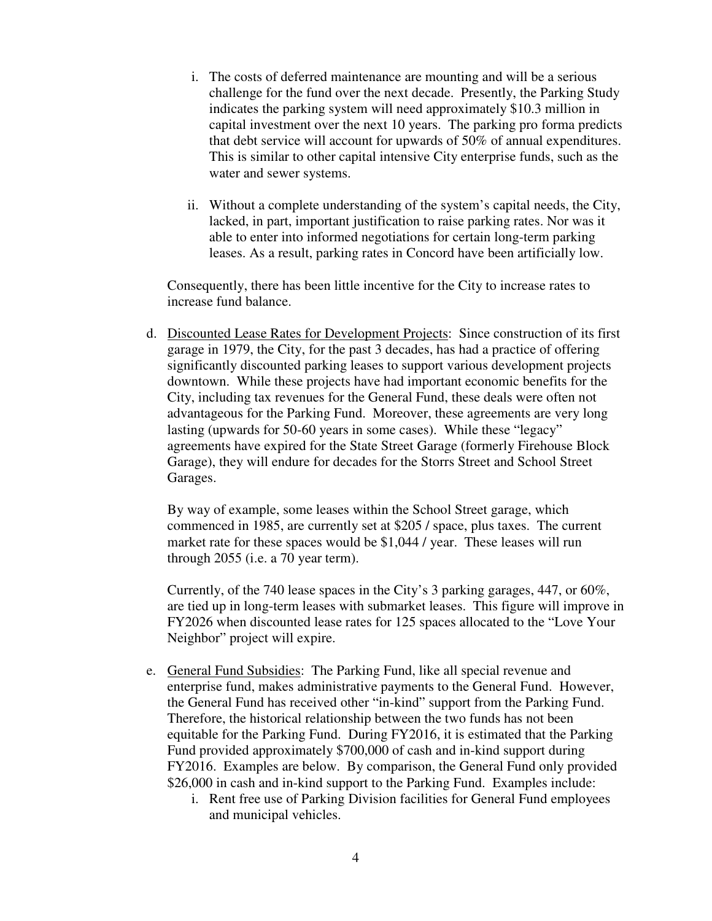i. The costs of deferred maintenance are mounting and will be a serious challenge for the fund over the next decade. Presently, the Parking Study indicates the parking system will need approximately $10.3 million in capital investment over the next 10 years. The parking pro forma predicts that debt service will account for upwards of 50% of annual expenditures. This is similar to other capital intensive City enterprise funds, such as the water and sewer systems.

   ii. Without a complete understanding of the system's capital needs, the City, lacked, in part, important justification to raise parking rates. Nor was it able to enter into informed negotiations for certain long-term parking leases. As a result, parking rates in Concord have been artificially low.

   Consequently, there has been little incentive for the City to increase rates to increase fund balance.

d. Discounted Lease Rates for Development Projects: Since construction of its first garage in 1979, the City, for the past 3 decades, has had a practice of offering significantly discounted parking leases to support various development projects downtown. While these projects have had important economic benefits for the City, including tax revenues for the General Fund, these deals were often not advantageous for the Parking Fund. Moreover, these agreements are very long lasting (upwards for 50-60 years in some cases). While these "legacy" agreements have expired for the State Street Garage (formerly Firehouse Block Garage), they will endure for decades for the Storrs Street and School Street Garages.

   By way of example, some leases within the School Street garage, which commenced in 1985, are currently set at $205 / space, plus taxes. The current market rate for these spaces would be $1,044 / year. These leases will run through 2055 (i.e. a 70 year term).

   Currently, of the 740 lease spaces in the City's 3 parking garages, 447, or 60%, are tied up in long-term leases with submarket leases. This figure will improve in FY2026 when discounted lease rates for 125 spaces allocated to the "Love Your Neighbor" project will expire.

e. General Fund Subsidies: The Parking Fund, like all special revenue and enterprise fund, makes administrative payments to the General Fund. However, the General Fund has received other "in-kind" support from the Parking Fund. Therefore, the historical relationship between the two funds has not been equitable for the Parking Fund. During FY2016, it is estimated that the Parking Fund provided approximately $700,000 of cash and in-kind support during FY2016. Examples are below. By comparison, the General Fund only provided $26,000 in cash and in-kind support to the Parking Fund. Examples include:

   i. Rent free use of Parking Division facilities for General Fund employees and municipal vehicles.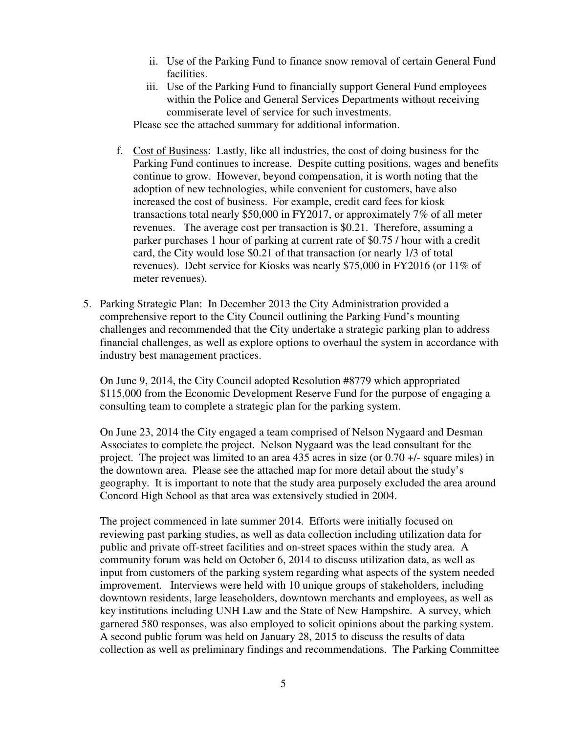ii. Use of the Parking Fund to finance snow removal of certain General Fund facilities.
   iii. Use of the Parking Fund to financially support General Fund employees within the Police and General Services Departments without receiving commiserate level of service for such investments.

   Please see the attached summary for additional information.

f. Cost of Business: Lastly, like all industries, the cost of doing business for the Parking Fund continues to increase. Despite cutting positions, wages and benefits continue to grow. However, beyond compensation, it is worth noting that the adoption of new technologies, while convenient for customers, have also increased the cost of business. For example, credit card fees for kiosk transactions total nearly $50,000 in FY2017, or approximately 7% of all meter revenues. The average cost per transaction is $0.21. Therefore, assuming a parker purchases 1 hour of parking at current rate of $0.75 / hour with a credit card, the City would lose $0.21 of that transaction (or nearly 1/3 of total revenues). Debt service for Kiosks was nearly $75,000 in FY2016 (or 11% of meter revenues).

5. Parking Strategic Plan: In December 2013 the City Administration provided a comprehensive report to the City Council outlining the Parking Fund's mounting challenges and recommended that the City undertake a strategic parking plan to address financial challenges, as well as explore options to overhaul the system in accordance with industry best management practices.

   On June 9, 2014, the City Council adopted Resolution #8779 which appropriated $115,000 from the Economic Development Reserve Fund for the purpose of engaging a consulting team to complete a strategic plan for the parking system.

   On June 23, 2014 the City engaged a team comprised of Nelson Nygaard and Desman Associates to complete the project. Nelson Nygaard was the lead consultant for the project. The project was limited to an area 435 acres in size (or 0.70 +/- square miles) in the downtown area. Please see the attached map for more detail about the study's geography. It is important to note that the study area purposely excluded the area around Concord High School as that area was extensively studied in 2004.

   The project commenced in late summer 2014. Efforts were initially focused on reviewing past parking studies, as well as data collection including utilization data for public and private off-street facilities and on-street spaces within the study area. A community forum was held on October 6, 2014 to discuss utilization data, as well as input from customers of the parking system regarding what aspects of the system needed improvement. Interviews were held with 10 unique groups of stakeholders, including downtown residents, large leaseholders, downtown merchants and employees, as well as key institutions including UNH Law and the State of New Hampshire. A survey, which garnered 580 responses, was also employed to solicit opinions about the parking system. A second public forum was held on January 28, 2015 to discuss the results of data collection as well as preliminary findings and recommendations. The Parking Committee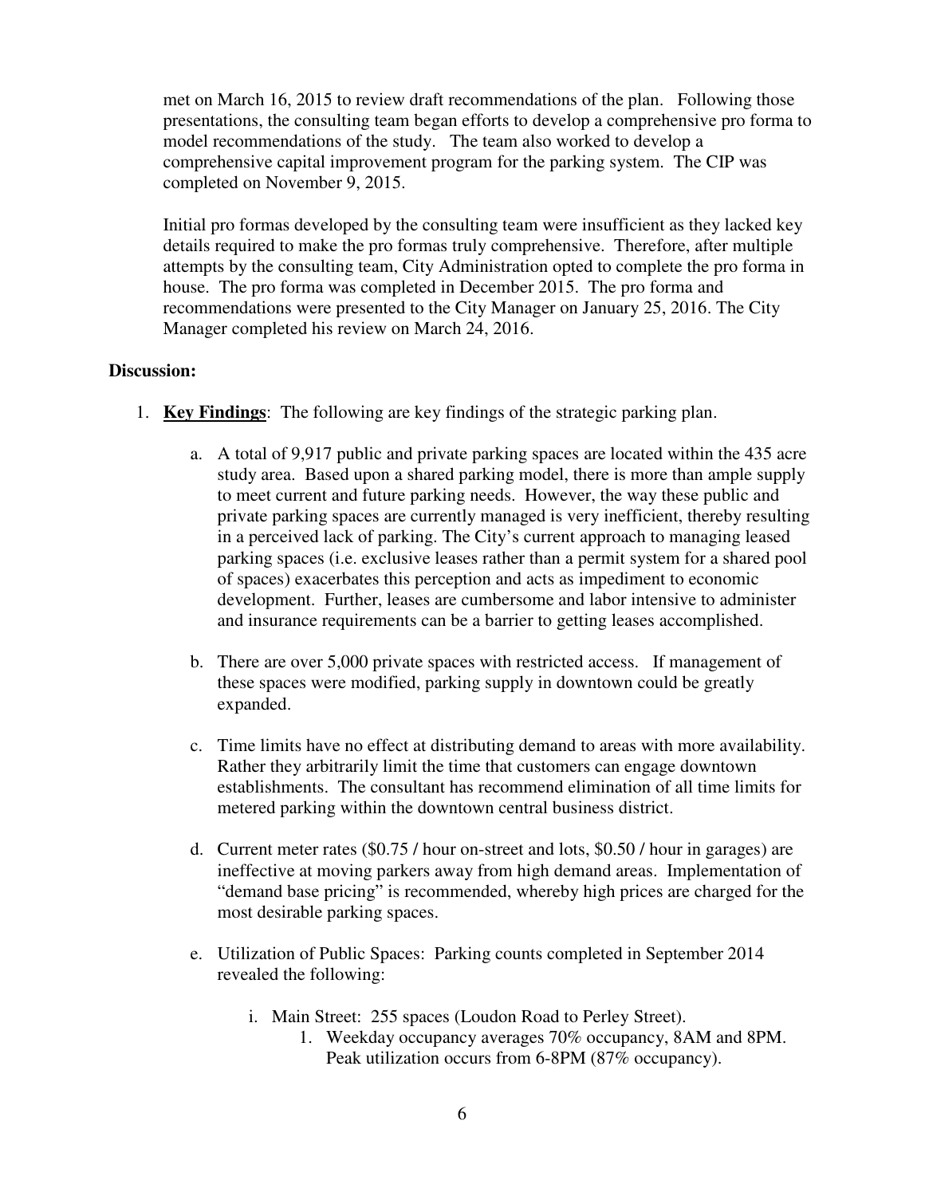met on March 16, 2015 to review draft recommendations of the plan. Following those presentations, the consulting team began efforts to develop a comprehensive pro forma to model recommendations of the study. The team also worked to develop a comprehensive capital improvement program for the parking system. The CIP was completed on November 9, 2015.

Initial pro formas developed by the consulting team were insufficient as they lacked key details required to make the pro formas truly comprehensive. Therefore, after multiple attempts by the consulting team, City Administration opted to complete the pro forma in house. The pro forma was completed in December 2015. The pro forma and recommendations were presented to the City Manager on January 25, 2016. The City Manager completed his review on March 24, 2016.

**Discussion:**

1. **Key Findings**: The following are key findings of the strategic parking plan.

   a. A total of 9,917 public and private parking spaces are located within the 435 acre study area. Based upon a shared parking model, there is more than ample supply to meet current and future parking needs. However, the way these public and private parking spaces are currently managed is very inefficient, thereby resulting in a perceived lack of parking. The City's current approach to managing leased parking spaces (i.e. exclusive leases rather than a permit system for a shared pool of spaces) exacerbates this perception and acts as impediment to economic development. Further, leases are cumbersome and labor intensive to administer and insurance requirements can be a barrier to getting leases accomplished.

   b. There are over 5,000 private spaces with restricted access. If management of these spaces were modified, parking supply in downtown could be greatly expanded.

   c. Time limits have no effect at distributing demand to areas with more availability. Rather they arbitrarily limit the time that customers can engage downtown establishments. The consultant has recommend elimination of all time limits for metered parking within the downtown central business district.

   d. Current meter rates ($0.75 / hour on-street and lots, $0.50 / hour in garages) are ineffective at moving parkers away from high demand areas. Implementation of "demand base pricing" is recommended, whereby high prices are charged for the most desirable parking spaces.

   e. Utilization of Public Spaces: Parking counts completed in September 2014 revealed the following:

      i. Main Street: 255 spaces (Loudon Road to Perley Street).

         1. Weekday occupancy averages 70% occupancy, 8AM and 8PM. Peak utilization occurs from 6-8PM (87% occupancy).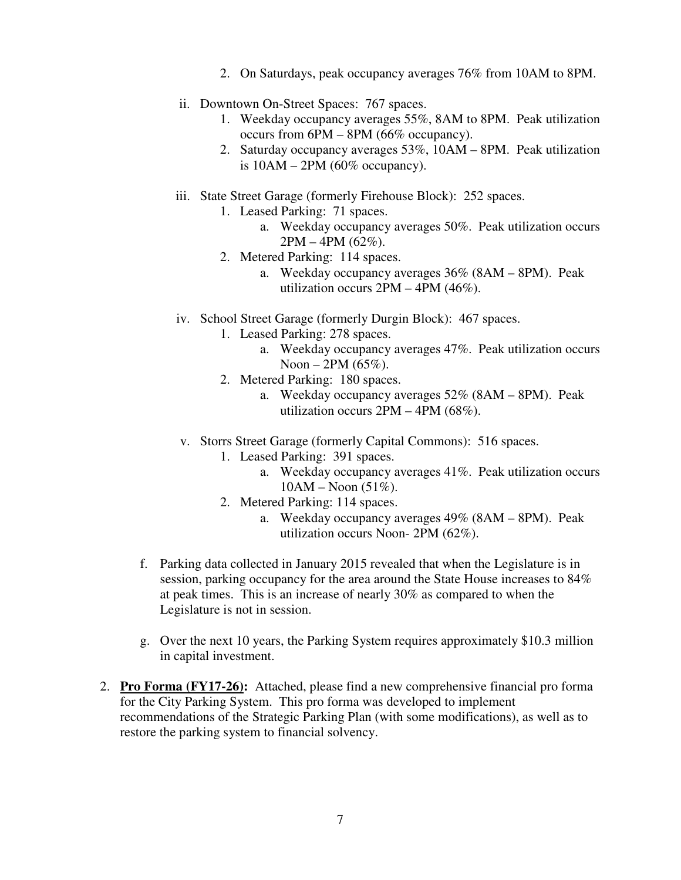2. On Saturdays, peak occupancy averages 76% from 10AM to 8PM.

ii. Downtown On-Street Spaces: 767 spaces.
   1. Weekday occupancy averages 55%, 8AM to 8PM. Peak utilization occurs from 6PM – 8PM (66% occupancy).
   2. Saturday occupancy averages 53%, 10AM – 8PM. Peak utilization is 10AM – 2PM (60% occupancy).

iii. State Street Garage (formerly Firehouse Block): 252 spaces.
   1. Leased Parking: 71 spaces.
      a. Weekday occupancy averages 50%. Peak utilization occurs 2PM – 4PM (62%).
   2. Metered Parking: 114 spaces.
      a. Weekday occupancy averages 36% (8AM – 8PM). Peak utilization occurs 2PM – 4PM (46%).

iv. School Street Garage (formerly Durgin Block): 467 spaces.
   1. Leased Parking: 278 spaces.
      a. Weekday occupancy averages 47%. Peak utilization occurs Noon – 2PM (65%).
   2. Metered Parking: 180 spaces.
      a. Weekday occupancy averages 52% (8AM – 8PM). Peak utilization occurs 2PM – 4PM (68%).

v. Storrs Street Garage (formerly Capital Commons): 516 spaces.
   1. Leased Parking: 391 spaces.
      a. Weekday occupancy averages 41%. Peak utilization occurs 10AM – Noon (51%).
   2. Metered Parking: 114 spaces.
      a. Weekday occupancy averages 49% (8AM – 8PM). Peak utilization occurs Noon- 2PM (62%).

f. Parking data collected in January 2015 revealed that when the Legislature is in session, parking occupancy for the area around the State House increases to 84% at peak times. This is an increase of nearly 30% as compared to when the Legislature is not in session.

g. Over the next 10 years, the Parking System requires approximately $10.3 million in capital investment.

2. **Pro Forma (FY17-26):** Attached, please find a new comprehensive financial pro forma for the City Parking System. This pro forma was developed to implement recommendations of the Strategic Parking Plan (with some modifications), as well as to restore the parking system to financial solvency.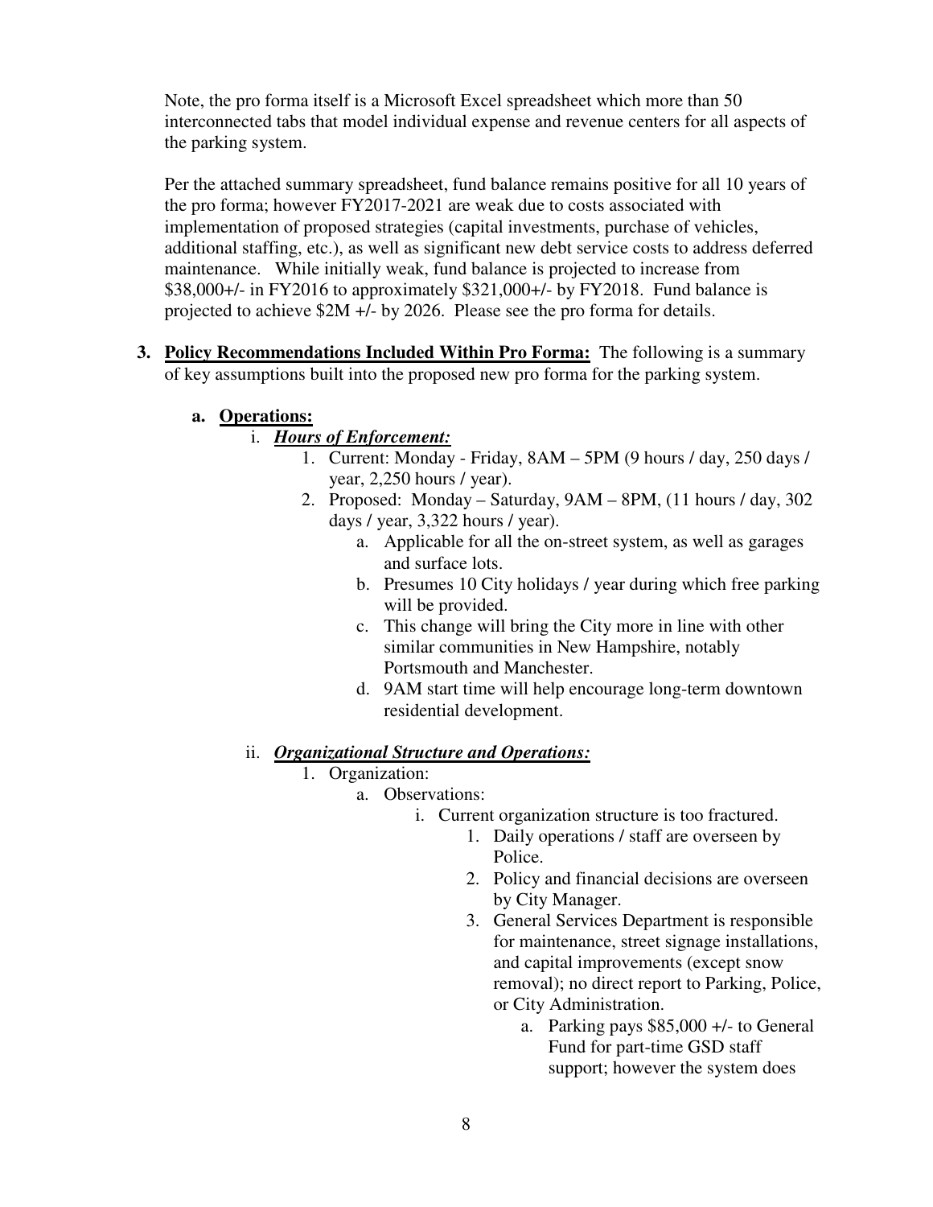Note, the pro forma itself is a Microsoft Excel spreadsheet which more than 50 interconnected tabs that model individual expense and revenue centers for all aspects of the parking system.

Per the attached summary spreadsheet, fund balance remains positive for all 10 years of the pro forma; however FY2017-2021 are weak due to costs associated with implementation of proposed strategies (capital investments, purchase of vehicles, additional staffing, etc.), as well as significant new debt service costs to address deferred maintenance. While initially weak, fund balance is projected to increase from $38,000+/- in FY2016 to approximately $321,000+/- by FY2018. Fund balance is projected to achieve $2M +/- by 2026. Please see the pro forma for details.

3. **<u>Policy Recommendations Included Within Pro Forma:</u>** The following is a summary of key assumptions built into the proposed new pro forma for the parking system.

   a. **<u>Operations:</u>**

      i. ***<u>Hours of Enforcement:</u>***

         1. Current: Monday - Friday, 8AM – 5PM (9 hours / day, 250 days / year, 2,250 hours / year).
         2. Proposed: Monday – Saturday, 9AM – 8PM, (11 hours / day, 302 days / year, 3,322 hours / year).
            a. Applicable for all the on-street system, as well as garages and surface lots.
            b. Presumes 10 City holidays / year during which free parking will be provided.
            c. This change will bring the City more in line with other similar communities in New Hampshire, notably Portsmouth and Manchester.
            d. 9AM start time will help encourage long-term downtown residential development.

      ii. ***<u>Organizational Structure and Operations:</u>***

         1. Organization:
            a. Observations:
               i. Current organization structure is too fractured.
                  1. Daily operations / staff are overseen by Police.
                  2. Policy and financial decisions are overseen by City Manager.
                  3. General Services Department is responsible for maintenance, street signage installations, and capital improvements (except snow removal); no direct report to Parking, Police, or City Administration.
                     a. Parking pays $85,000 +/- to General Fund for part-time GSD staff support; however the system does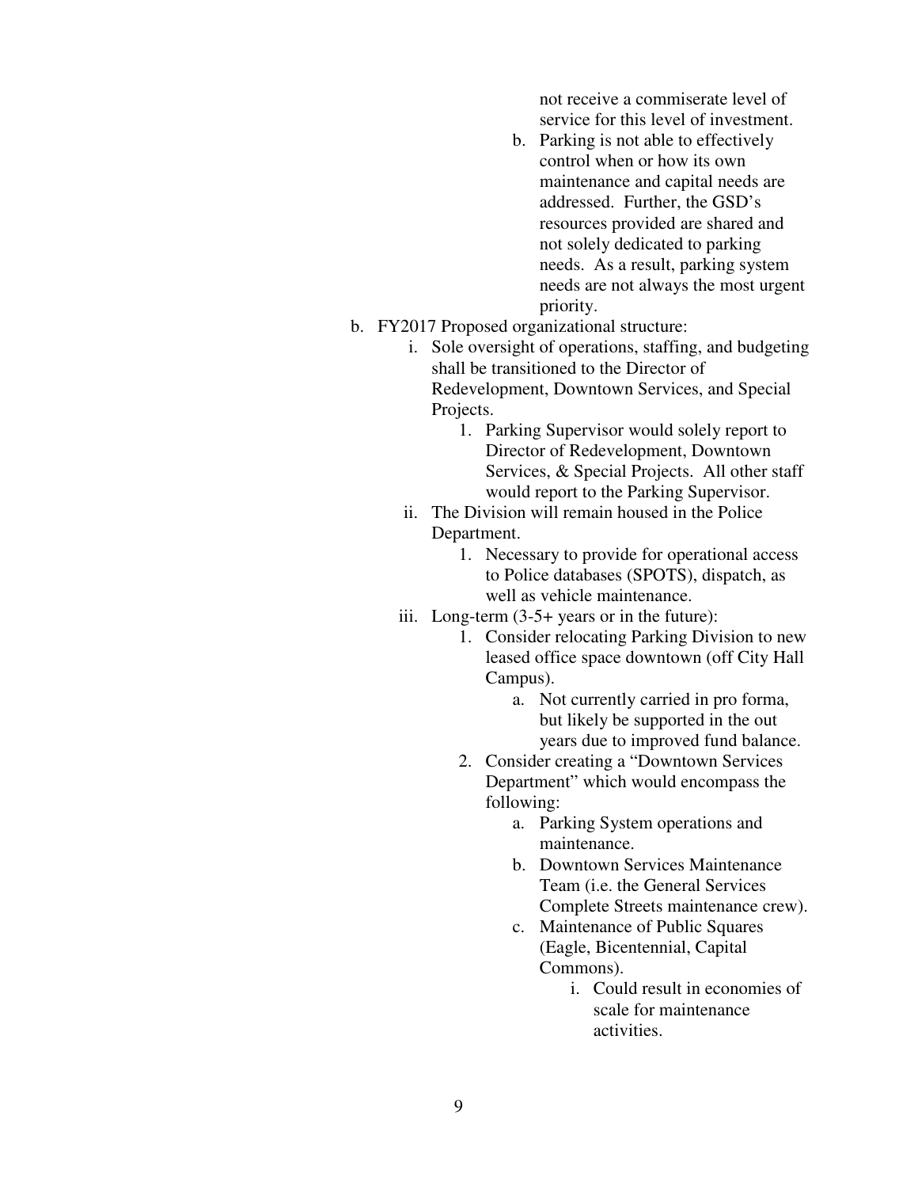not receive a commiserate level of service for this level of investment.

    b. Parking is not able to effectively control when or how its own maintenance and capital needs are addressed. Further, the GSD's resources provided are shared and not solely dedicated to parking needs. As a result, parking system needs are not always the most urgent priority.

b. FY2017 Proposed organizational structure:
    i. Sole oversight of operations, staffing, and budgeting shall be transitioned to the Director of Redevelopment, Downtown Services, and Special Projects.
        1. Parking Supervisor would solely report to Director of Redevelopment, Downtown Services, & Special Projects. All other staff would report to the Parking Supervisor.
    ii. The Division will remain housed in the Police Department.
        1. Necessary to provide for operational access to Police databases (SPOTS), dispatch, as well as vehicle maintenance.
    iii. Long-term (3-5+ years or in the future):
        1. Consider relocating Parking Division to new leased office space downtown (off City Hall Campus).
            a. Not currently carried in pro forma, but likely be supported in the out years due to improved fund balance.
        2. Consider creating a "Downtown Services Department" which would encompass the following:
            a. Parking System operations and maintenance.
            b. Downtown Services Maintenance Team (i.e. the General Services Complete Streets maintenance crew).
            c. Maintenance of Public Squares (Eagle, Bicentennial, Capital Commons).
                i. Could result in economies of scale for maintenance activities.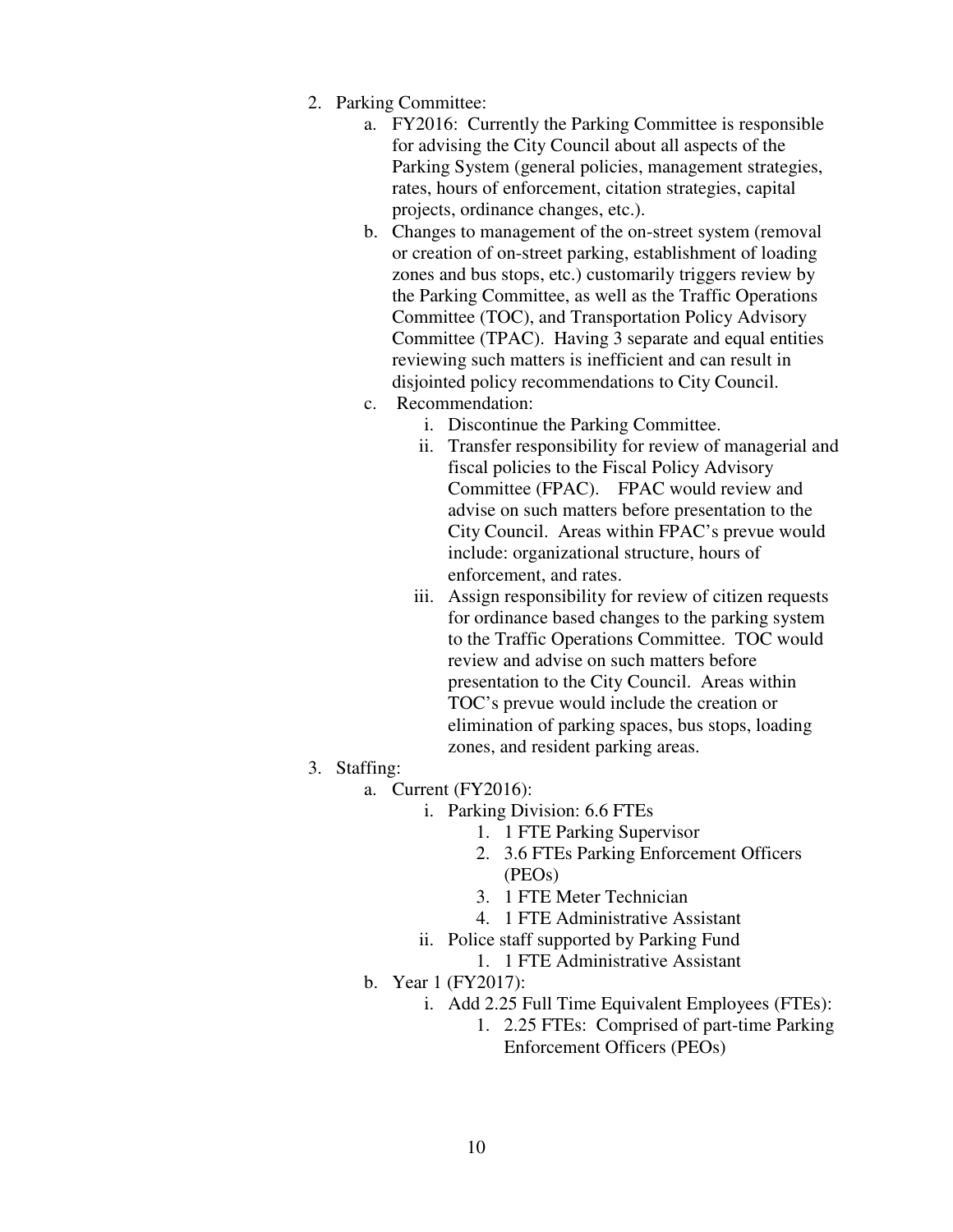2. Parking Committee:
    a. FY2016: Currently the Parking Committee is responsible for advising the City Council about all aspects of the Parking System (general policies, management strategies, rates, hours of enforcement, citation strategies, capital projects, ordinance changes, etc.).
    b. Changes to management of the on-street system (removal or creation of on-street parking, establishment of loading zones and bus stops, etc.) customarily triggers review by the Parking Committee, as well as the Traffic Operations Committee (TOC), and Transportation Policy Advisory Committee (TPAC). Having 3 separate and equal entities reviewing such matters is inefficient and can result in disjointed policy recommendations to City Council.
    c. Recommendation:
        i. Discontinue the Parking Committee.
        ii. Transfer responsibility for review of managerial and fiscal policies to the Fiscal Policy Advisory Committee (FPAC). FPAC would review and advise on such matters before presentation to the City Council. Areas within FPAC's prevue would include: organizational structure, hours of enforcement, and rates.
        iii. Assign responsibility for review of citizen requests for ordinance based changes to the parking system to the Traffic Operations Committee. TOC would review and advise on such matters before presentation to the City Council. Areas within TOC's prevue would include the creation or elimination of parking spaces, bus stops, loading zones, and resident parking areas.
3. Staffing:
    a. Current (FY2016):
        i. Parking Division: 6.6 FTEs
            1. 1 FTE Parking Supervisor
            2. 3.6 FTEs Parking Enforcement Officers (PEOs)
            3. 1 FTE Meter Technician
            4. 1 FTE Administrative Assistant
        ii. Police staff supported by Parking Fund
            1. 1 FTE Administrative Assistant
    b. Year 1 (FY2017):
        i. Add 2.25 Full Time Equivalent Employees (FTEs):
            1. 2.25 FTEs: Comprised of part-time Parking Enforcement Officers (PEOs)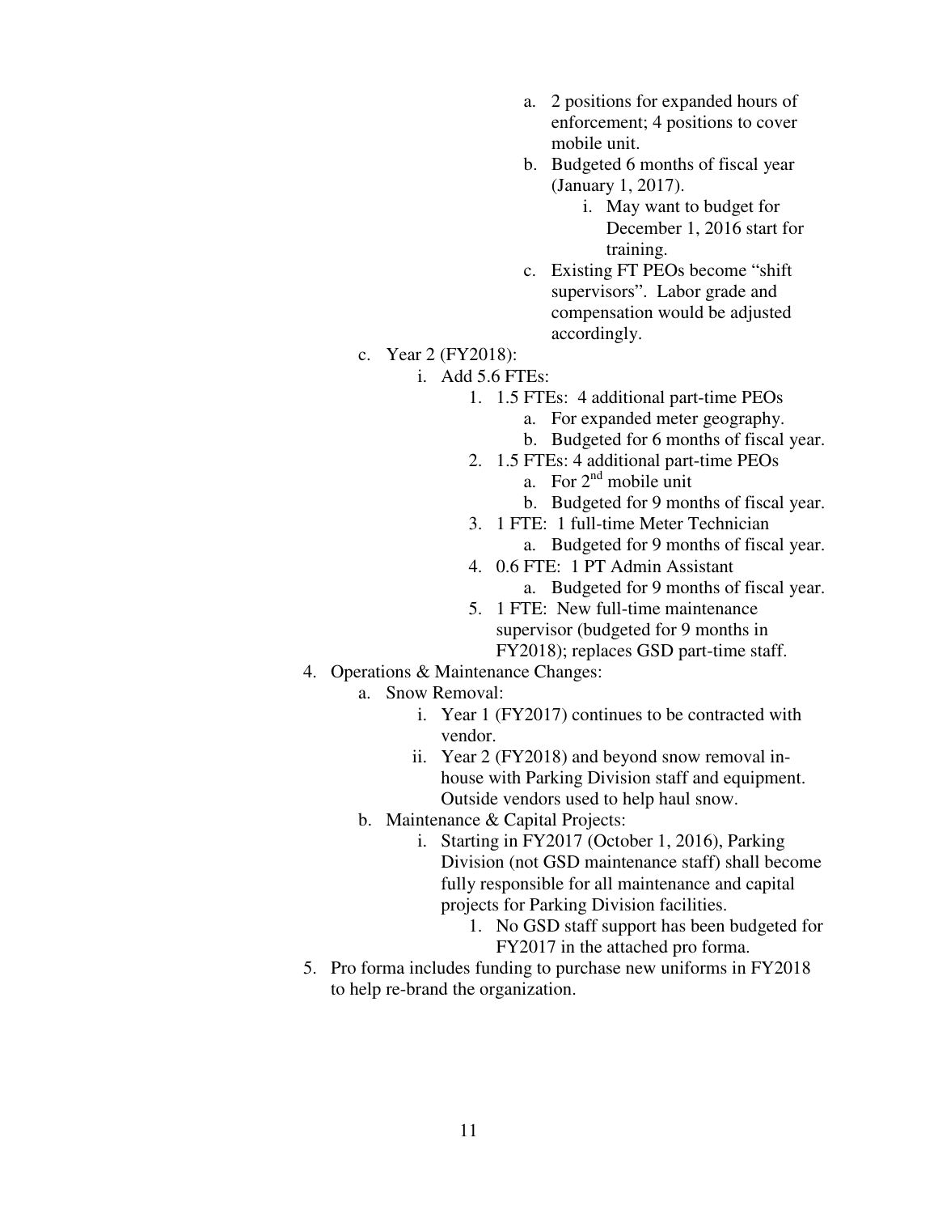- a. 2 positions for expanded hours of enforcement; 4 positions to cover mobile unit.
      - b. Budgeted 6 months of fiscal year (January 1, 2017).
        - i. May want to budget for December 1, 2016 start for training.
      - c. Existing FT PEOs become "shift supervisors". Labor grade and compensation would be adjusted accordingly.

  - c. Year 2 (FY2018):
    - i. Add 5.6 FTEs:
      1. 1.5 FTEs: 4 additional part-time PEOs
         - a. For expanded meter geography.
         - b. Budgeted for 6 months of fiscal year.
      2. 1.5 FTEs: 4 additional part-time PEOs
         - a. For 2nd mobile unit
         - b. Budgeted for 9 months of fiscal year.
      3. 1 FTE: 1 full-time Meter Technician
         - a. Budgeted for 9 months of fiscal year.
      4. 0.6 FTE: 1 PT Admin Assistant
         - a. Budgeted for 9 months of fiscal year.
      5. 1 FTE: New full-time maintenance supervisor (budgeted for 9 months in FY2018); replaces GSD part-time staff.

4. Operations & Maintenance Changes:
   - a. Snow Removal:
     - i. Year 1 (FY2017) continues to be contracted with vendor.
     - ii. Year 2 (FY2018) and beyond snow removal in-house with Parking Division staff and equipment. Outside vendors used to help haul snow.
   - b. Maintenance & Capital Projects:
     - i. Starting in FY2017 (October 1, 2016), Parking Division (not GSD maintenance staff) shall become fully responsible for all maintenance and capital projects for Parking Division facilities.
       1. No GSD staff support has been budgeted for FY2017 in the attached pro forma.
5. Pro forma includes funding to purchase new uniforms in FY2018 to help re-brand the organization.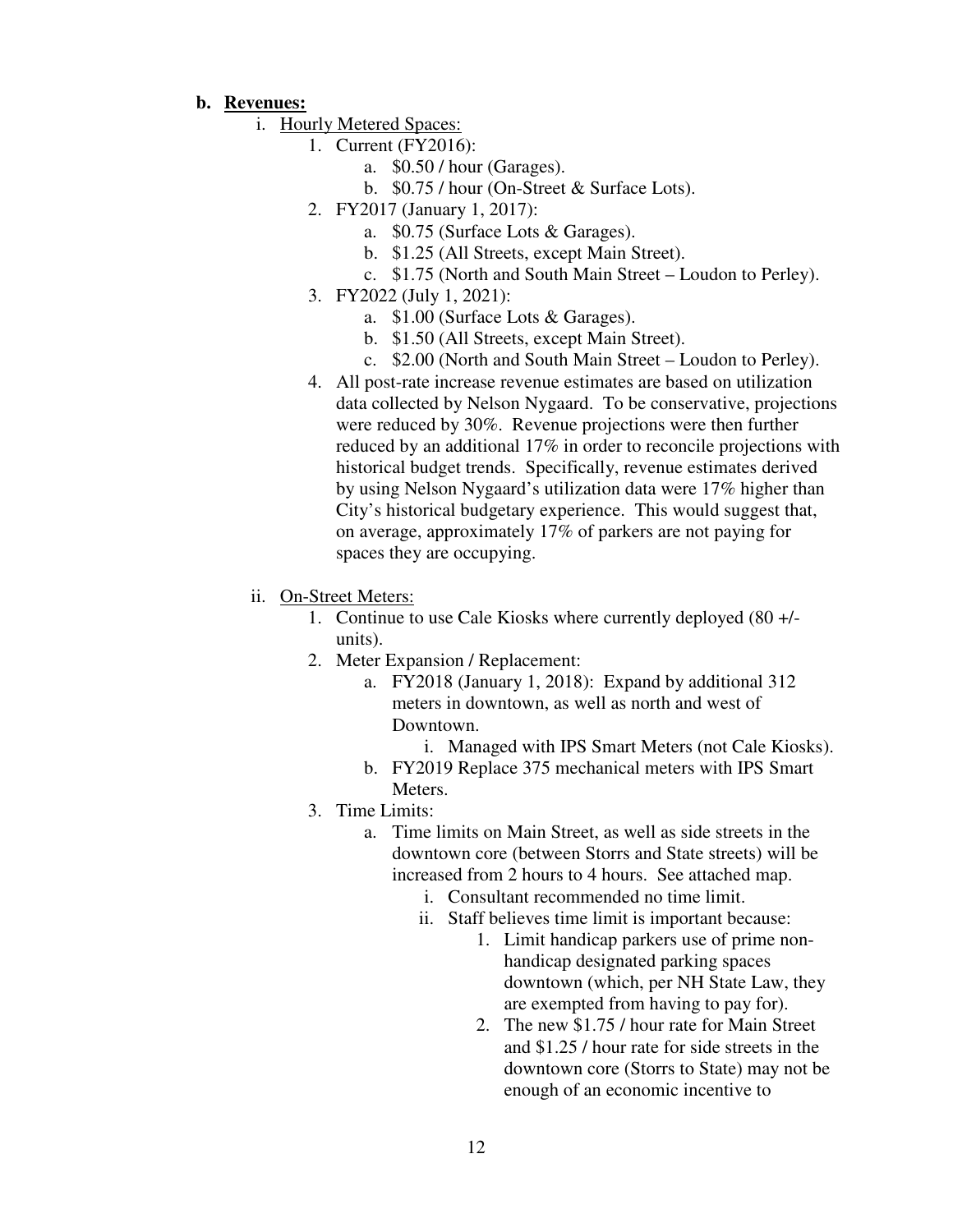**b. Revenues:**

- i. Hourly Metered Spaces:
  1. Current (FY2016):
     - a. \$0.50 / hour (Garages).
     - b. \$0.75 / hour (On-Street & Surface Lots).
  2. FY2017 (January 1, 2017):
     - a. \$0.75 (Surface Lots & Garages).
     - b. \$1.25 (All Streets, except Main Street).
     - c. \$1.75 (North and South Main Street – Loudon to Perley).
  3. FY2022 (July 1, 2021):
     - a. \$1.00 (Surface Lots & Garages).
     - b. \$1.50 (All Streets, except Main Street).
     - c. \$2.00 (North and South Main Street – Loudon to Perley).
  4. All post-rate increase revenue estimates are based on utilization data collected by Nelson Nygaard. To be conservative, projections were reduced by 30%. Revenue projections were then further reduced by an additional 17% in order to reconcile projections with historical budget trends. Specifically, revenue estimates derived by using Nelson Nygaard's utilization data were 17% higher than City's historical budgetary experience. This would suggest that, on average, approximately 17% of parkers are not paying for spaces they are occupying.

- ii. On-Street Meters:
  1. Continue to use Cale Kiosks where currently deployed (80 +/- units).
  2. Meter Expansion / Replacement:
     - a. FY2018 (January 1, 2018): Expand by additional 312 meters in downtown, as well as north and west of Downtown.
       - i. Managed with IPS Smart Meters (not Cale Kiosks).
     - b. FY2019 Replace 375 mechanical meters with IPS Smart Meters.
  3. Time Limits:
     - a. Time limits on Main Street, as well as side streets in the downtown core (between Storrs and State streets) will be increased from 2 hours to 4 hours. See attached map.
       - i. Consultant recommended no time limit.
       - ii. Staff believes time limit is important because:
         1. Limit handicap parkers use of prime non-handicap designated parking spaces downtown (which, per NH State Law, they are exempted from having to pay for).
         2. The new \$1.75 / hour rate for Main Street and \$1.25 / hour rate for side streets in the downtown core (Storrs to State) may not be enough of an economic incentive to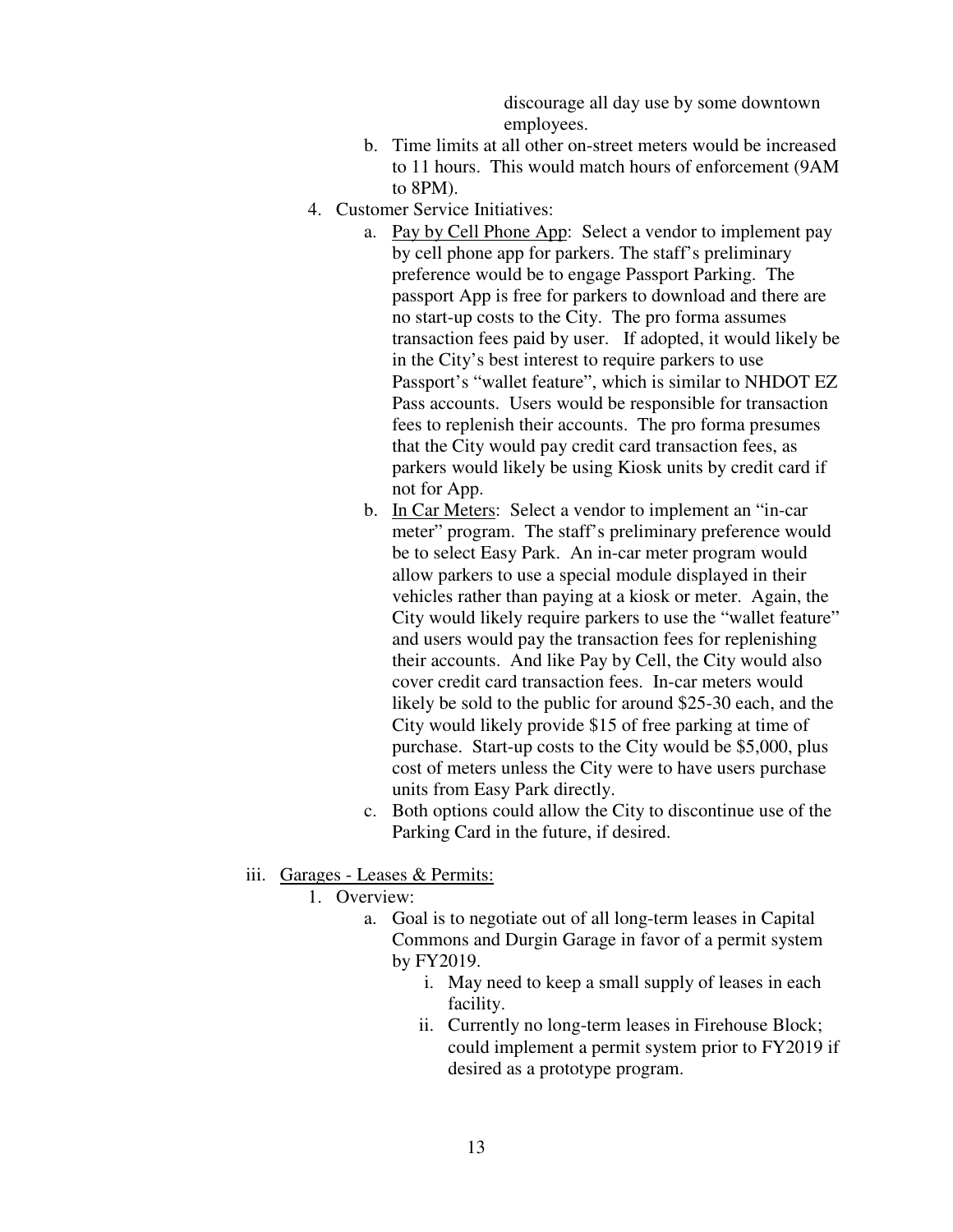discourage all day use by some downtown employees.

b. Time limits at all other on-street meters would be increased to 11 hours. This would match hours of enforcement (9AM to 8PM).

4. Customer Service Initiatives:
   a. Pay by Cell Phone App: Select a vendor to implement pay by cell phone app for parkers. The staff's preliminary preference would be to engage Passport Parking. The passport App is free for parkers to download and there are no start-up costs to the City. The pro forma assumes transaction fees paid by user. If adopted, it would likely be in the City's best interest to require parkers to use Passport's "wallet feature", which is similar to NHDOT EZ Pass accounts. Users would be responsible for transaction fees to replenish their accounts. The pro forma presumes that the City would pay credit card transaction fees, as parkers would likely be using Kiosk units by credit card if not for App.
   b. In Car Meters: Select a vendor to implement an "in-car meter" program. The staff's preliminary preference would be to select Easy Park. An in-car meter program would allow parkers to use a special module displayed in their vehicles rather than paying at a kiosk or meter. Again, the City would likely require parkers to use the "wallet feature" and users would pay the transaction fees for replenishing their accounts. And like Pay by Cell, the City would also cover credit card transaction fees. In-car meters would likely be sold to the public for around $25-30 each, and the City would likely provide $15 of free parking at time of purchase. Start-up costs to the City would be $5,000, plus cost of meters unless the City were to have users purchase units from Easy Park directly.
   c. Both options could allow the City to discontinue use of the Parking Card in the future, if desired.

iii. Garages - Leases & Permits:

1. Overview:
   a. Goal is to negotiate out of all long-term leases in Capital Commons and Durgin Garage in favor of a permit system by FY2019.
      i. May need to keep a small supply of leases in each facility.
      ii. Currently no long-term leases in Firehouse Block; could implement a permit system prior to FY2019 if desired as a prototype program.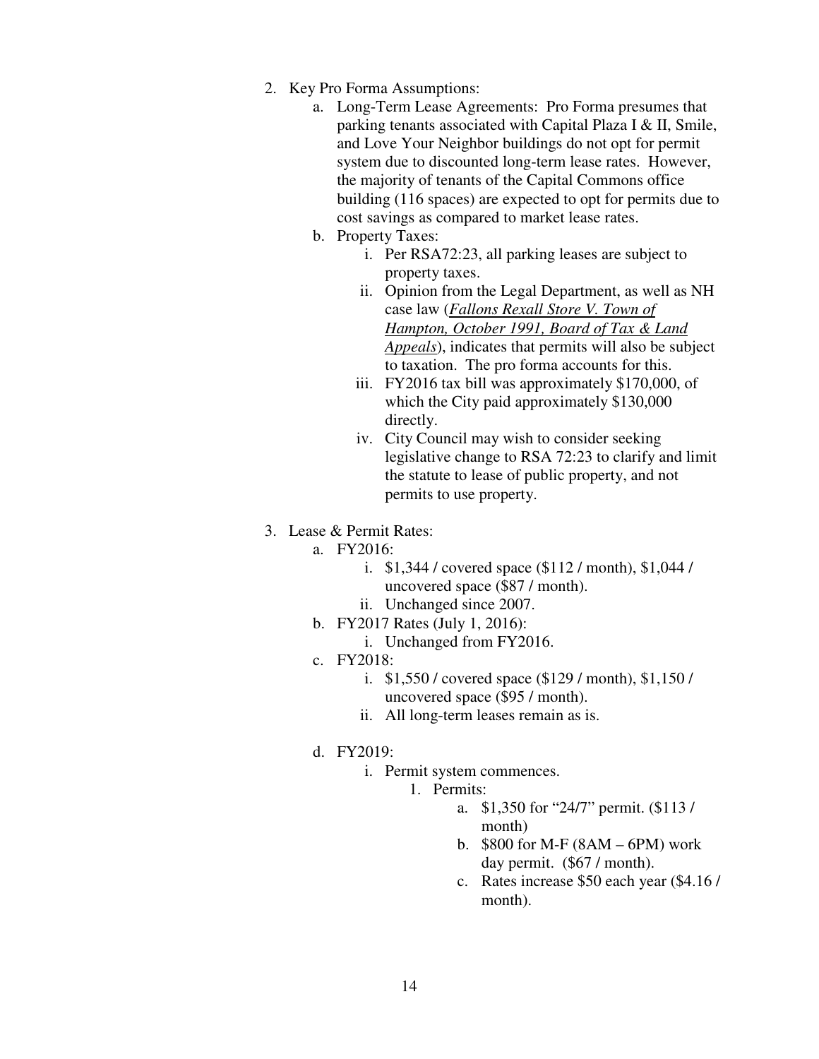2. Key Pro Forma Assumptions:
    a. Long-Term Lease Agreements: Pro Forma presumes that parking tenants associated with Capital Plaza I & II, Smile, and Love Your Neighbor buildings do not opt for permit system due to discounted long-term lease rates. However, the majority of tenants of the Capital Commons office building (116 spaces) are expected to opt for permits due to cost savings as compared to market lease rates.
    b. Property Taxes:
        i. Per RSA72:23, all parking leases are subject to property taxes.
        ii. Opinion from the Legal Department, as well as NH case law (*Fallons Rexall Store V. Town of Hampton, October 1991, Board of Tax & Land Appeals*), indicates that permits will also be subject to taxation. The pro forma accounts for this.
        iii. FY2016 tax bill was approximately $170,000, of which the City paid approximately $130,000 directly.
        iv. City Council may wish to consider seeking legislative change to RSA 72:23 to clarify and limit the statute to lease of public property, and not permits to use property.

3. Lease & Permit Rates:
    a. FY2016:
        i. $1,344 / covered space ($112 / month), $1,044 / uncovered space ($87 / month).
        ii. Unchanged since 2007.
    b. FY2017 Rates (July 1, 2016):
        i. Unchanged from FY2016.
    c. FY2018:
        i. $1,550 / covered space ($129 / month), $1,150 / uncovered space ($95 / month).
        ii. All long-term leases remain as is.
    d. FY2019:
        i. Permit system commences.
            1. Permits:
                a. $1,350 for "24/7" permit. ($113 / month)
                b. $800 for M-F (8AM – 6PM) work day permit. ($67 / month).
                c. Rates increase $50 each year ($4.16 / month).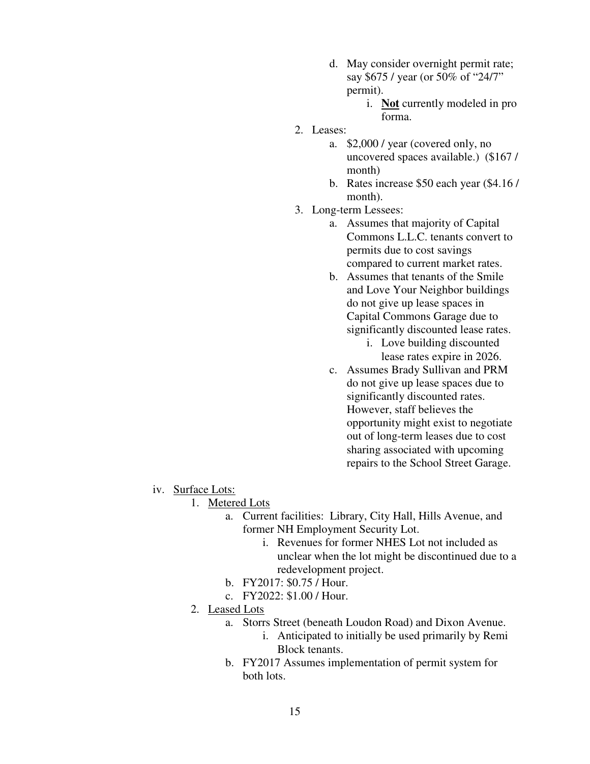d. May consider overnight permit rate; say $675 / year (or 50% of "24/7" permit).
   i. **Not** currently modeled in pro forma.

2. Leases:
   a. $2,000 / year (covered only, no uncovered spaces available.) ($167 / month)
   b. Rates increase $50 each year ($4.16 / month).

3. Long-term Lessees:
   a. Assumes that majority of Capital Commons L.L.C. tenants convert to permits due to cost savings compared to current market rates.
   b. Assumes that tenants of the Smile and Love Your Neighbor buildings do not give up lease spaces in Capital Commons Garage due to significantly discounted lease rates.
      i. Love building discounted lease rates expire in 2026.
   c. Assumes Brady Sullivan and PRM do not give up lease spaces due to significantly discounted rates. However, staff believes the opportunity might exist to negotiate out of long-term leases due to cost sharing associated with upcoming repairs to the School Street Garage.

iv. <u>Surface Lots:</u>

1. <u>Metered Lots</u>
   a. Current facilities: Library, City Hall, Hills Avenue, and former NH Employment Security Lot.
      i. Revenues for former NHES Lot not included as unclear when the lot might be discontinued due to a redevelopment project.
   b. FY2017: $0.75 / Hour.
   c. FY2022: $1.00 / Hour.

2. <u>Leased Lots</u>
   a. Storrs Street (beneath Loudon Road) and Dixon Avenue.
      i. Anticipated to initially be used primarily by Remi Block tenants.
   b. FY2017 Assumes implementation of permit system for both lots.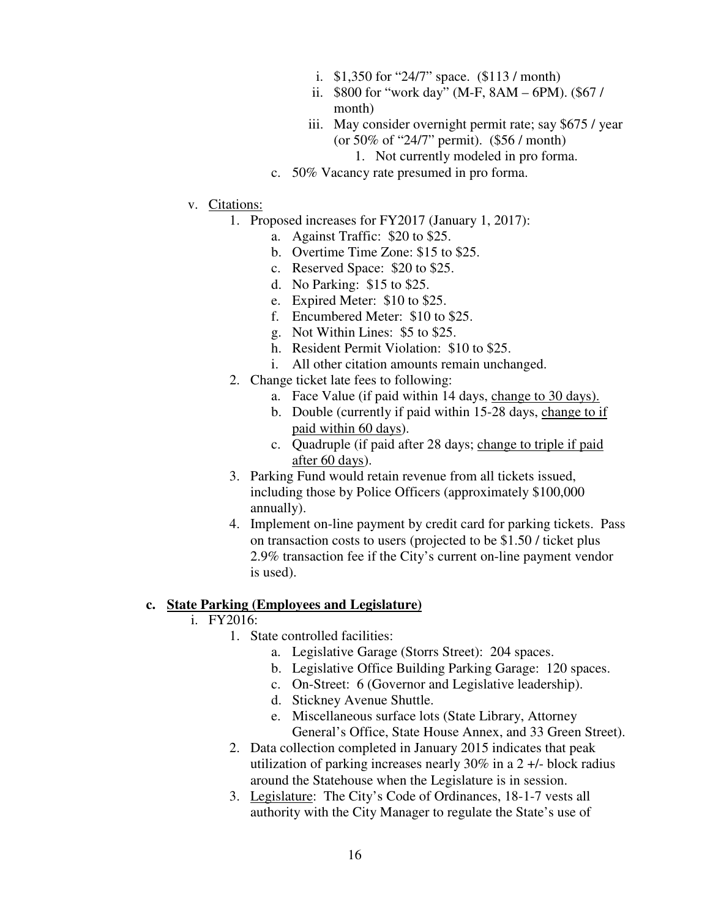i. $1,350 for "24/7" space. ($113 / month)
ii. $800 for "work day" (M-F, 8AM – 6PM). ($67 / month)
iii. May consider overnight permit rate; say $675 / year (or 50% of "24/7" permit). ($56 / month)
   1. Not currently modeled in pro forma.

c. 50% Vacancy rate presumed in pro forma.

v. <u>Citations:</u>

1. Proposed increases for FY2017 (January 1, 2017):
   a. Against Traffic: $20 to $25.
   b. Overtime Time Zone: $15 to $25.
   c. Reserved Space: $20 to $25.
   d. No Parking: $15 to $25.
   e. Expired Meter: $10 to $25.
   f. Encumbered Meter: $10 to $25.
   g. Not Within Lines: $5 to $25.
   h. Resident Permit Violation: $10 to $25.
   i. All other citation amounts remain unchanged.
2. Change ticket late fees to following:
   a. Face Value (if paid within 14 days, <u>change to 30 days).</u>
   b. Double (currently if paid within 15-28 days, <u>change to if paid within 60 days</u>).
   c. Quadruple (if paid after 28 days; <u>change to triple if paid after 60 days</u>).
3. Parking Fund would retain revenue from all tickets issued, including those by Police Officers (approximately $100,000 annually).
4. Implement on-line payment by credit card for parking tickets. Pass on transaction costs to users (projected to be $1.50 / ticket plus 2.9% transaction fee if the City's current on-line payment vendor is used).

### c. <u>State Parking (Employees and Legislature)</u>

i. FY2016:

1. State controlled facilities:
   a. Legislative Garage (Storrs Street): 204 spaces.
   b. Legislative Office Building Parking Garage: 120 spaces.
   c. On-Street: 6 (Governor and Legislative leadership).
   d. Stickney Avenue Shuttle.
   e. Miscellaneous surface lots (State Library, Attorney General's Office, State House Annex, and 33 Green Street).
2. Data collection completed in January 2015 indicates that peak utilization of parking increases nearly 30% in a 2 +/- block radius around the Statehouse when the Legislature is in session.
3. <u>Legislature</u>: The City's Code of Ordinances, 18-1-7 vests all authority with the City Manager to regulate the State's use of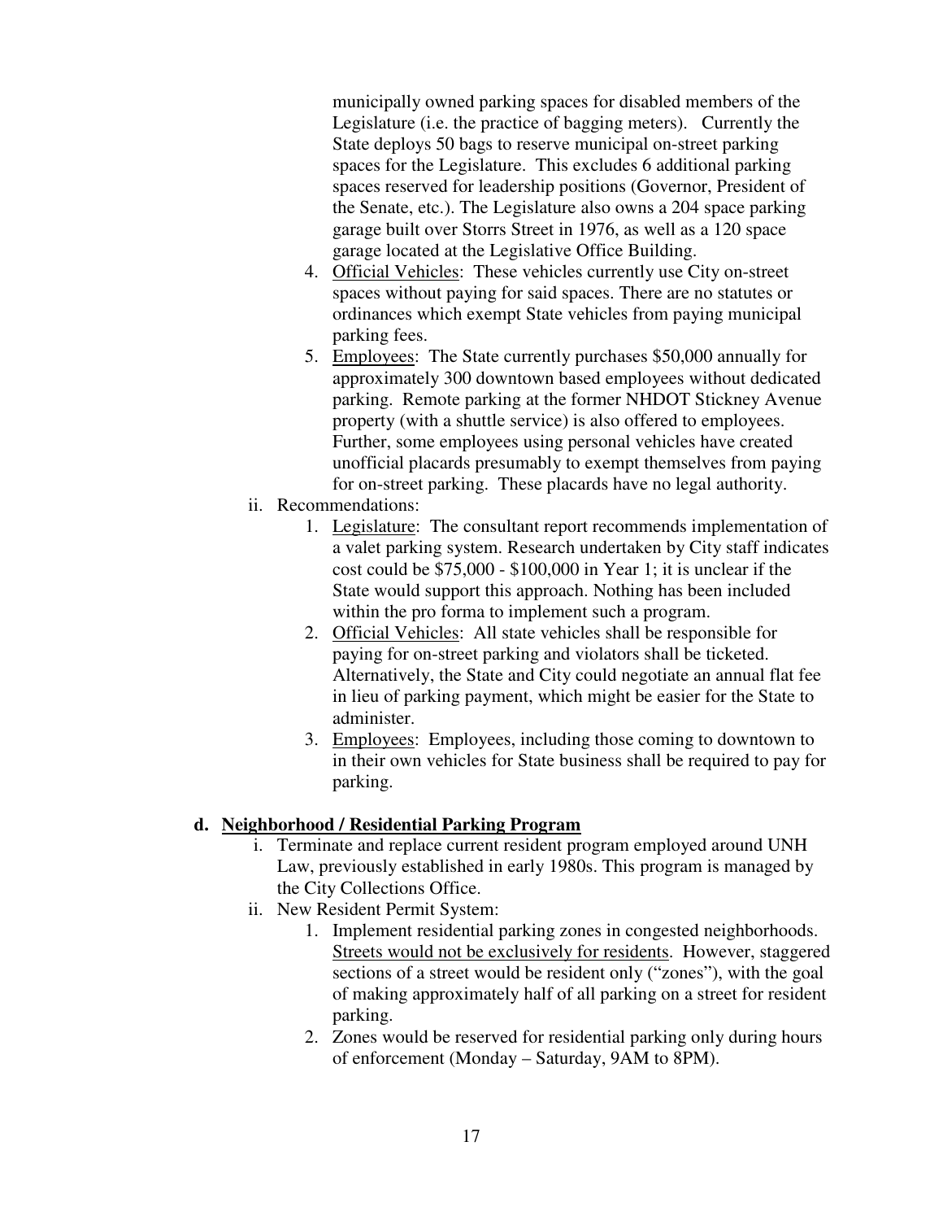municipally owned parking spaces for disabled members of the Legislature (i.e. the practice of bagging meters). Currently the State deploys 50 bags to reserve municipal on-street parking spaces for the Legislature. This excludes 6 additional parking spaces reserved for leadership positions (Governor, President of the Senate, etc.). The Legislature also owns a 204 space parking garage built over Storrs Street in 1976, as well as a 120 space garage located at the Legislative Office Building.

4. Official Vehicles: These vehicles currently use City on-street spaces without paying for said spaces. There are no statutes or ordinances which exempt State vehicles from paying municipal parking fees.
5. Employees: The State currently purchases $50,000 annually for approximately 300 downtown based employees without dedicated parking. Remote parking at the former NHDOT Stickney Avenue property (with a shuttle service) is also offered to employees. Further, some employees using personal vehicles have created unofficial placards presumably to exempt themselves from paying for on-street parking. These placards have no legal authority.

ii. Recommendations:

1. Legislature: The consultant report recommends implementation of a valet parking system. Research undertaken by City staff indicates cost could be $75,000 - $100,000 in Year 1; it is unclear if the State would support this approach. Nothing has been included within the pro forma to implement such a program.
2. Official Vehicles: All state vehicles shall be responsible for paying for on-street parking and violators shall be ticketed. Alternatively, the State and City could negotiate an annual flat fee in lieu of parking payment, which might be easier for the State to administer.
3. Employees: Employees, including those coming to downtown to in their own vehicles for State business shall be required to pay for parking.

**d. Neighborhood / Residential Parking Program**

i. Terminate and replace current resident program employed around UNH Law, previously established in early 1980s. This program is managed by the City Collections Office.

ii. New Resident Permit System:

1. Implement residential parking zones in congested neighborhoods. Streets would not be exclusively for residents. However, staggered sections of a street would be resident only ("zones"), with the goal of making approximately half of all parking on a street for resident parking.
2. Zones would be reserved for residential parking only during hours of enforcement (Monday – Saturday, 9AM to 8PM).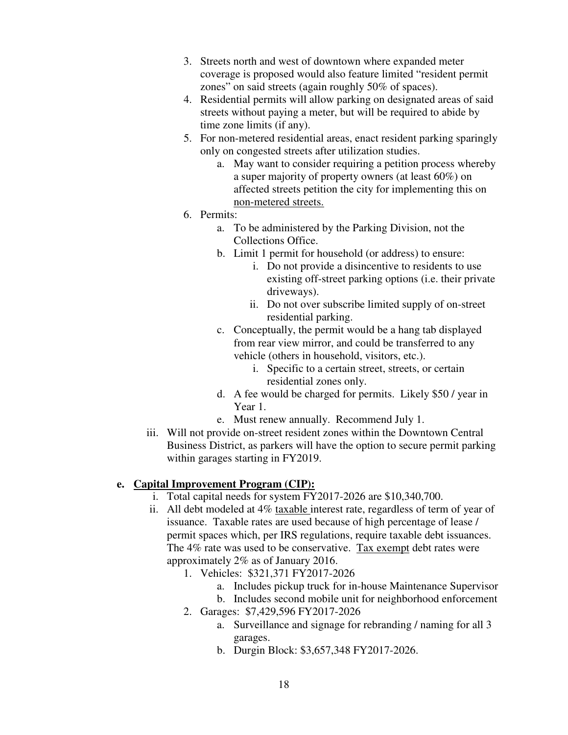3. Streets north and west of downtown where expanded meter coverage is proposed would also feature limited "resident permit zones" on said streets (again roughly 50% of spaces).
4. Residential permits will allow parking on designated areas of said streets without paying a meter, but will be required to abide by time zone limits (if any).
5. For non-metered residential areas, enact resident parking sparingly only on congested streets after utilization studies.
    a. May want to consider requiring a petition process whereby a super majority of property owners (at least 60%) on affected streets petition the city for implementing this on <u>non-metered streets.</u>
6. Permits:
    a. To be administered by the Parking Division, not the Collections Office.
    b. Limit 1 permit for household (or address) to ensure:
        i. Do not provide a disincentive to residents to use existing off-street parking options (i.e. their private driveways).
        ii. Do not over subscribe limited supply of on-street residential parking.
    c. Conceptually, the permit would be a hang tab displayed from rear view mirror, and could be transferred to any vehicle (others in household, visitors, etc.).
        i. Specific to a certain street, streets, or certain residential zones only.
    d. A fee would be charged for permits. Likely $50 / year in Year 1.
    e. Must renew annually. Recommend July 1.

iii. Will not provide on-street resident zones within the Downtown Central Business District, as parkers will have the option to secure permit parking within garages starting in FY2019.

**e. <u>Capital Improvement Program (CIP):</u>**

i. Total capital needs for system FY2017-2026 are $10,340,700.

ii. All debt modeled at 4% <u>taxable</u> interest rate, regardless of term of year of issuance. Taxable rates are used because of high percentage of lease / permit spaces which, per IRS regulations, require taxable debt issuances. The 4% rate was used to be conservative. <u>Tax exempt</u> debt rates were approximately 2% as of January 2016.

1. Vehicles: $321,371 FY2017-2026
    a. Includes pickup truck for in-house Maintenance Supervisor
    b. Includes second mobile unit for neighborhood enforcement
2. Garages: $7,429,596 FY2017-2026
    a. Surveillance and signage for rebranding / naming for all 3 garages.
    b. Durgin Block: $3,657,348 FY2017-2026.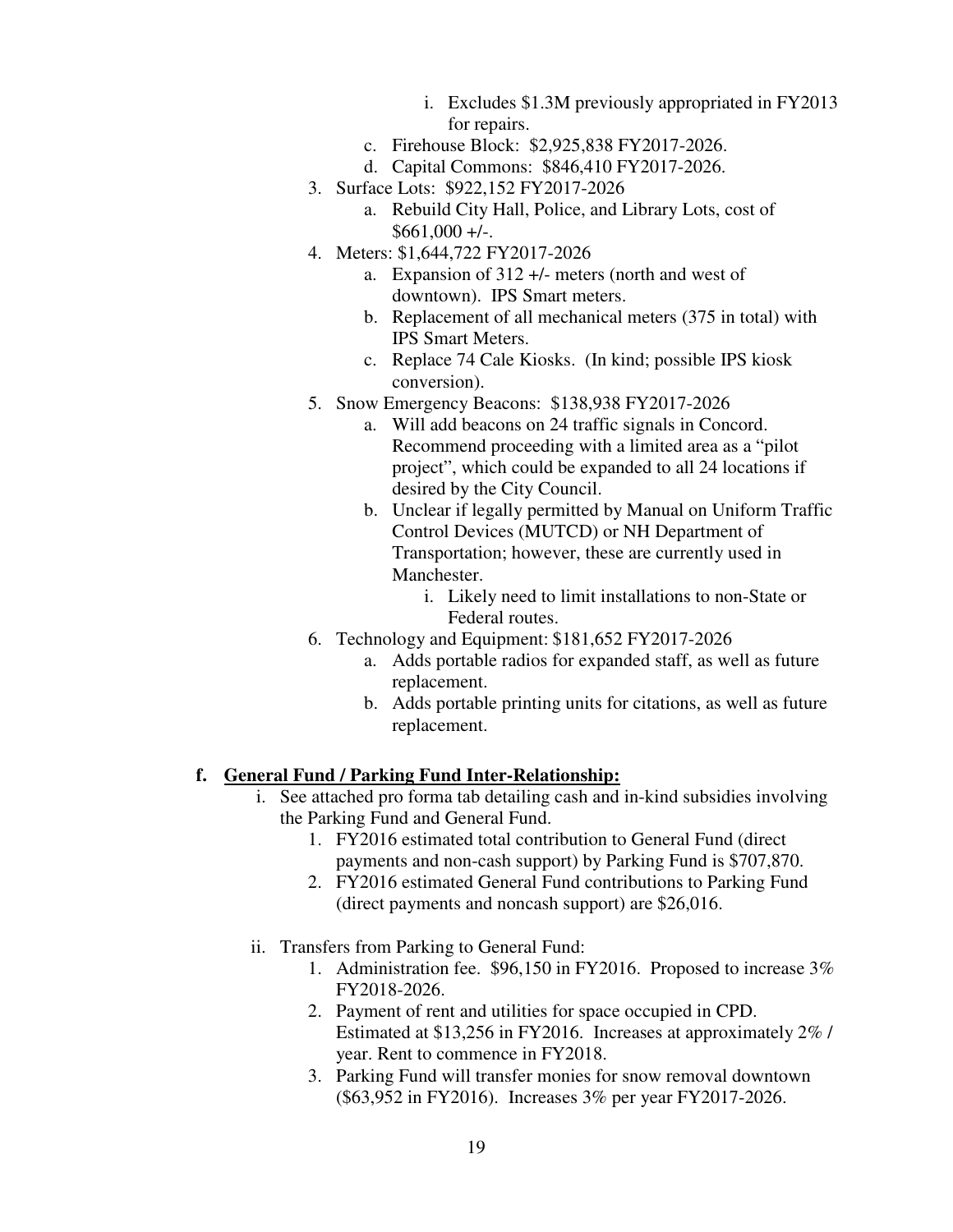i. Excludes $1.3M previously appropriated in FY2013 for repairs.

    c. Firehouse Block: $2,925,838 FY2017-2026.
    d. Capital Commons: $846,410 FY2017-2026.

3. Surface Lots: $922,152 FY2017-2026
    a. Rebuild City Hall, Police, and Library Lots, cost of $661,000 +/-.
4. Meters: $1,644,722 FY2017-2026
    a. Expansion of 312 +/- meters (north and west of downtown). IPS Smart meters.
    b. Replacement of all mechanical meters (375 in total) with IPS Smart Meters.
    c. Replace 74 Cale Kiosks. (In kind; possible IPS kiosk conversion).
5. Snow Emergency Beacons: $138,938 FY2017-2026
    a. Will add beacons on 24 traffic signals in Concord. Recommend proceeding with a limited area as a "pilot project", which could be expanded to all 24 locations if desired by the City Council.
    b. Unclear if legally permitted by Manual on Uniform Traffic Control Devices (MUTCD) or NH Department of Transportation; however, these are currently used in Manchester.
        i. Likely need to limit installations to non-State or Federal routes.
6. Technology and Equipment: $181,652 FY2017-2026
    a. Adds portable radios for expanded staff, as well as future replacement.
    b. Adds portable printing units for citations, as well as future replacement.

**f. <u>General Fund / Parking Fund Inter-Relationship:</u>**

i. See attached pro forma tab detailing cash and in-kind subsidies involving the Parking Fund and General Fund.
    1. FY2016 estimated total contribution to General Fund (direct payments and non-cash support) by Parking Fund is $707,870.
    2. FY2016 estimated General Fund contributions to Parking Fund (direct payments and noncash support) are $26,016.

ii. Transfers from Parking to General Fund:
    1. Administration fee. $96,150 in FY2016. Proposed to increase 3% FY2018-2026.
    2. Payment of rent and utilities for space occupied in CPD. Estimated at $13,256 in FY2016. Increases at approximately 2% / year. Rent to commence in FY2018.
    3. Parking Fund will transfer monies for snow removal downtown ($63,952 in FY2016). Increases 3% per year FY2017-2026.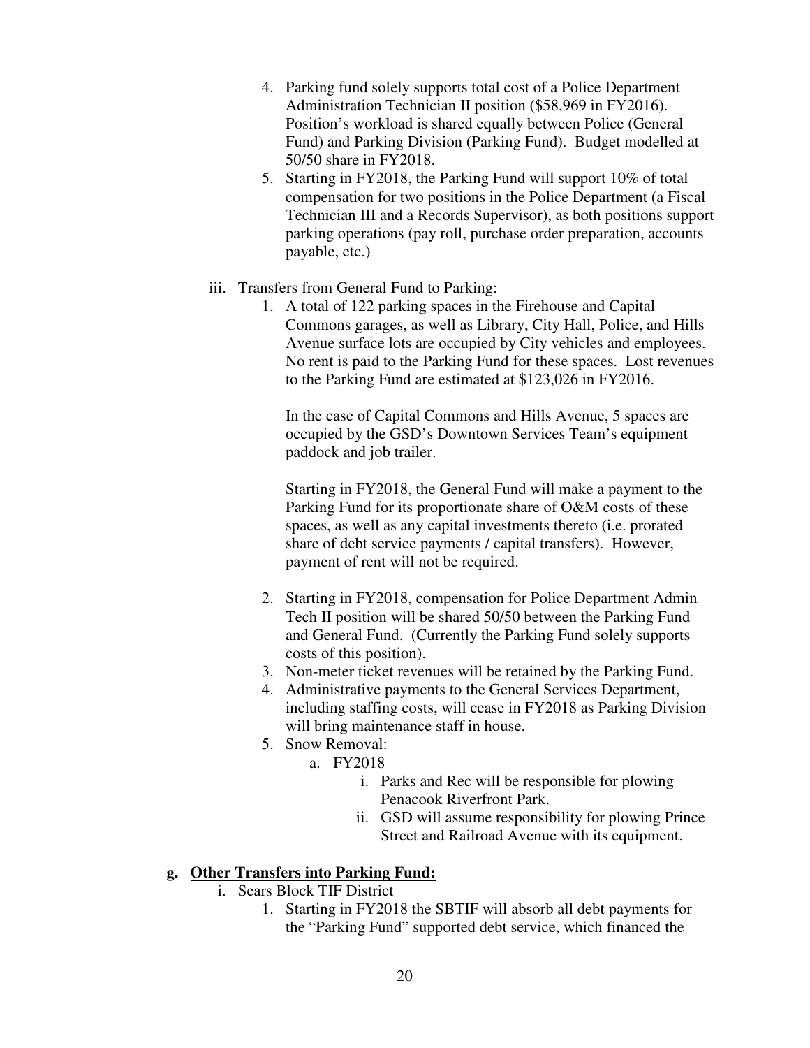4. Parking fund solely supports total cost of a Police Department Administration Technician II position ($58,969 in FY2016). Position's workload is shared equally between Police (General Fund) and Parking Division (Parking Fund). Budget modelled at 50/50 share in FY2018.
5. Starting in FY2018, the Parking Fund will support 10% of total compensation for two positions in the Police Department (a Fiscal Technician III and a Records Supervisor), as both positions support parking operations (pay roll, purchase order preparation, accounts payable, etc.)

iii. Transfers from General Fund to Parking:

1. A total of 122 parking spaces in the Firehouse and Capital Commons garages, as well as Library, City Hall, Police, and Hills Avenue surface lots are occupied by City vehicles and employees. No rent is paid to the Parking Fund for these spaces. Lost revenues to the Parking Fund are estimated at $123,026 in FY2016.

   In the case of Capital Commons and Hills Avenue, 5 spaces are occupied by the GSD's Downtown Services Team's equipment paddock and job trailer.

   Starting in FY2018, the General Fund will make a payment to the Parking Fund for its proportionate share of O&M costs of these spaces, as well as any capital investments thereto (i.e. prorated share of debt service payments / capital transfers). However, payment of rent will not be required.

2. Starting in FY2018, compensation for Police Department Admin Tech II position will be shared 50/50 between the Parking Fund and General Fund. (Currently the Parking Fund solely supports costs of this position).
3. Non-meter ticket revenues will be retained by the Parking Fund.
4. Administrative payments to the General Services Department, including staffing costs, will cease in FY2018 as Parking Division will bring maintenance staff in house.
5. Snow Removal:
   a. FY2018
      i. Parks and Rec will be responsible for plowing Penacook Riverfront Park.
      ii. GSD will assume responsibility for plowing Prince Street and Railroad Avenue with its equipment.

**g. <u>Other Transfers into Parking Fund:</u>**

i. <u>Sears Block TIF District</u>

1. Starting in FY2018 the SBTIF will absorb all debt payments for the "Parking Fund" supported debt service, which financed the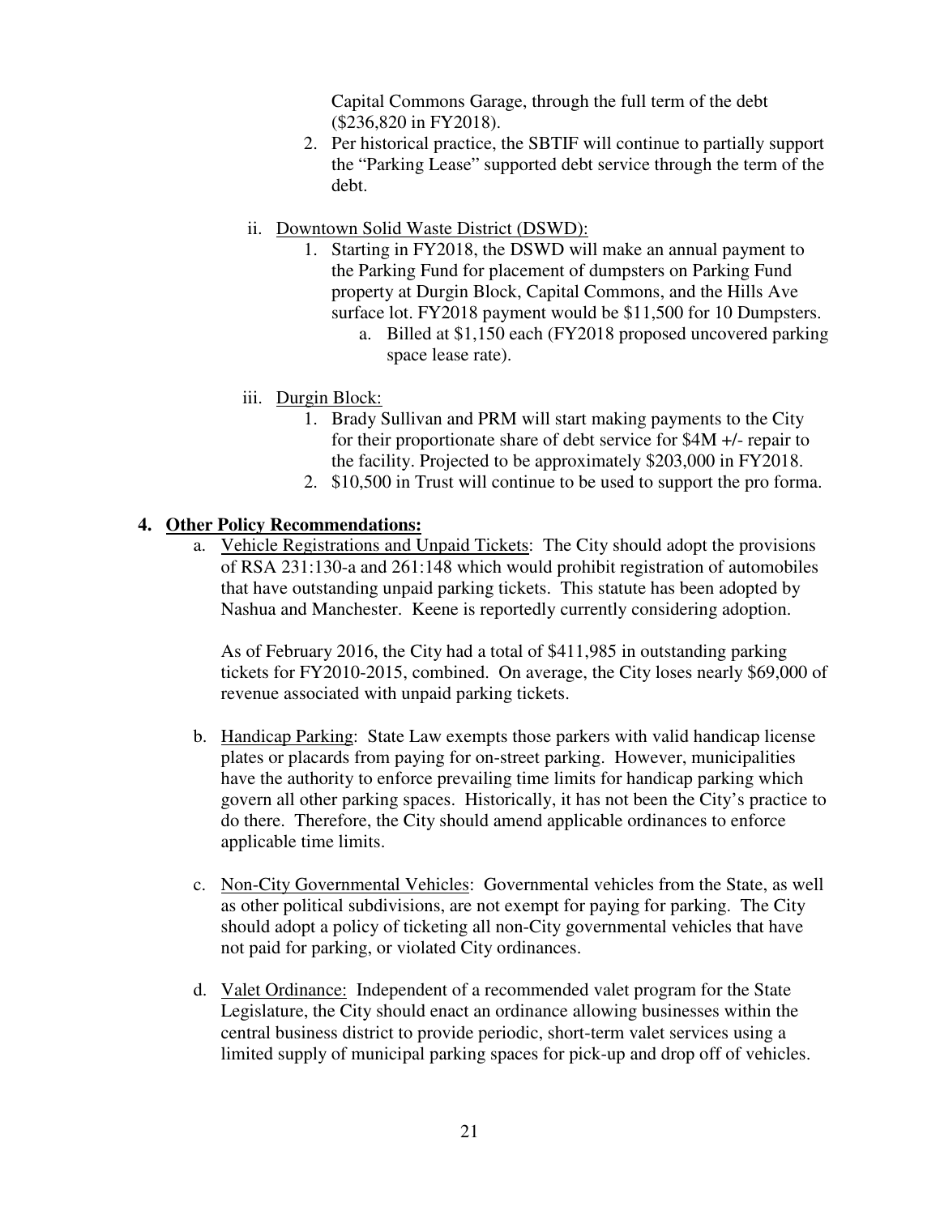Capital Commons Garage, through the full term of the debt ($236,820 in FY2018).

2. Per historical practice, the SBTIF will continue to partially support the "Parking Lease" supported debt service through the term of the debt.

ii. Downtown Solid Waste District (DSWD):

1. Starting in FY2018, the DSWD will make an annual payment to the Parking Fund for placement of dumpsters on Parking Fund property at Durgin Block, Capital Commons, and the Hills Ave surface lot. FY2018 payment would be $11,500 for 10 Dumpsters.
    a. Billed at $1,150 each (FY2018 proposed uncovered parking space lease rate).

iii. Durgin Block:

1. Brady Sullivan and PRM will start making payments to the City for their proportionate share of debt service for $4M +/- repair to the facility. Projected to be approximately $203,000 in FY2018.
2. $10,500 in Trust will continue to be used to support the pro forma.

**4. Other Policy Recommendations:**

a. Vehicle Registrations and Unpaid Tickets: The City should adopt the provisions of RSA 231:130-a and 261:148 which would prohibit registration of automobiles that have outstanding unpaid parking tickets. This statute has been adopted by Nashua and Manchester. Keene is reportedly currently considering adoption.

   As of February 2016, the City had a total of $411,985 in outstanding parking tickets for FY2010-2015, combined. On average, the City loses nearly $69,000 of revenue associated with unpaid parking tickets.

b. Handicap Parking: State Law exempts those parkers with valid handicap license plates or placards from paying for on-street parking. However, municipalities have the authority to enforce prevailing time limits for handicap parking which govern all other parking spaces. Historically, it has not been the City's practice to do there. Therefore, the City should amend applicable ordinances to enforce applicable time limits.

c. Non-City Governmental Vehicles: Governmental vehicles from the State, as well as other political subdivisions, are not exempt for paying for parking. The City should adopt a policy of ticketing all non-City governmental vehicles that have not paid for parking, or violated City ordinances.

d. Valet Ordinance: Independent of a recommended valet program for the State Legislature, the City should enact an ordinance allowing businesses within the central business district to provide periodic, short-term valet services using a limited supply of municipal parking spaces for pick-up and drop off of vehicles.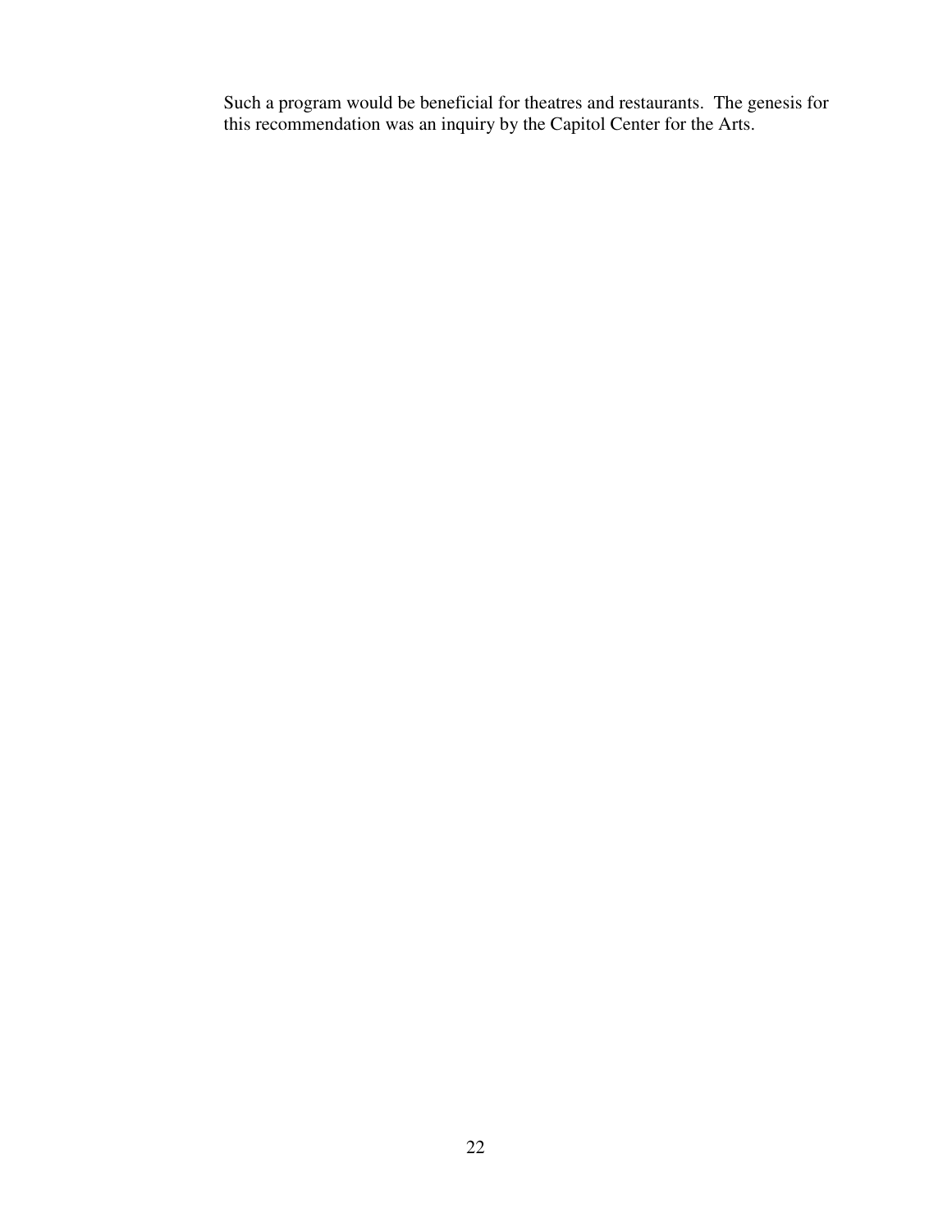Such a program would be beneficial for theatres and restaurants. The genesis for this recommendation was an inquiry by the Capitol Center for the Arts.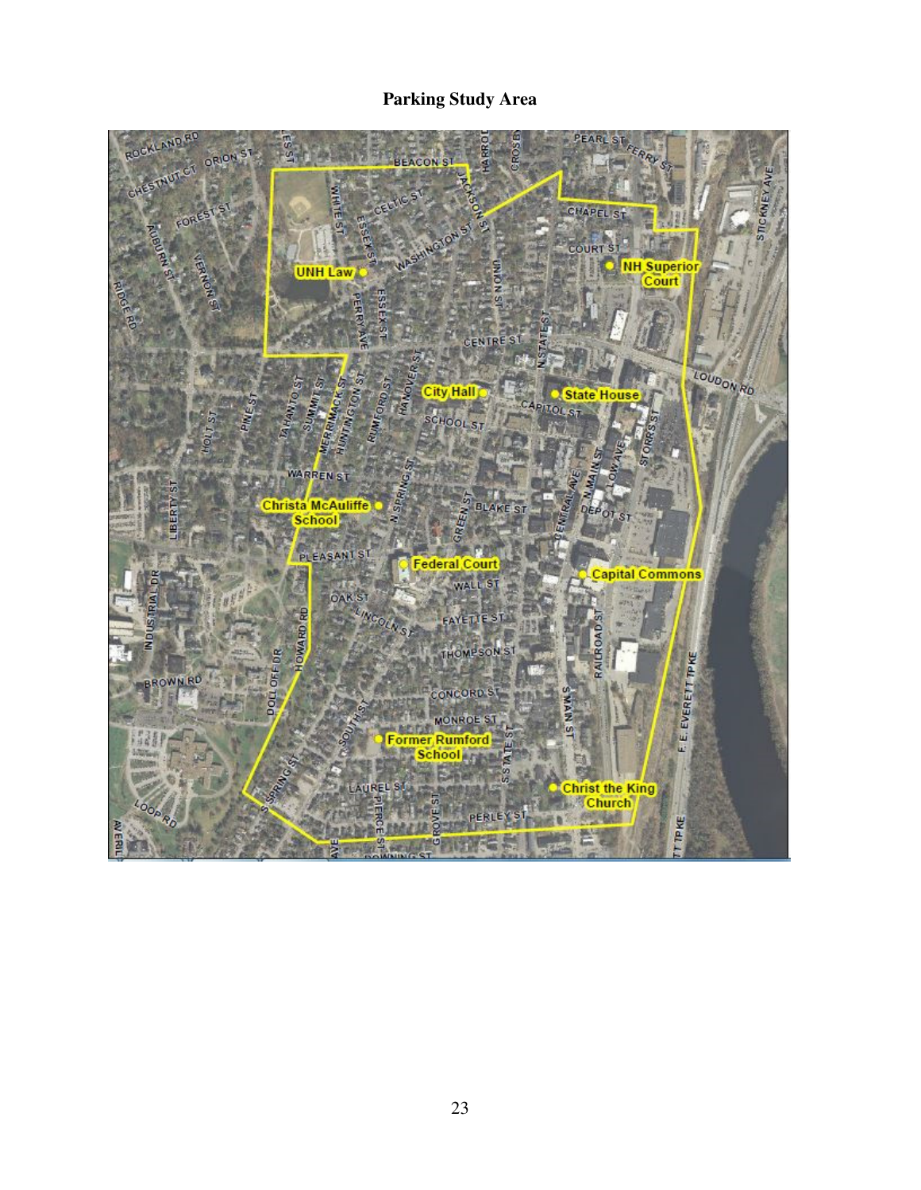**Parking Study Area**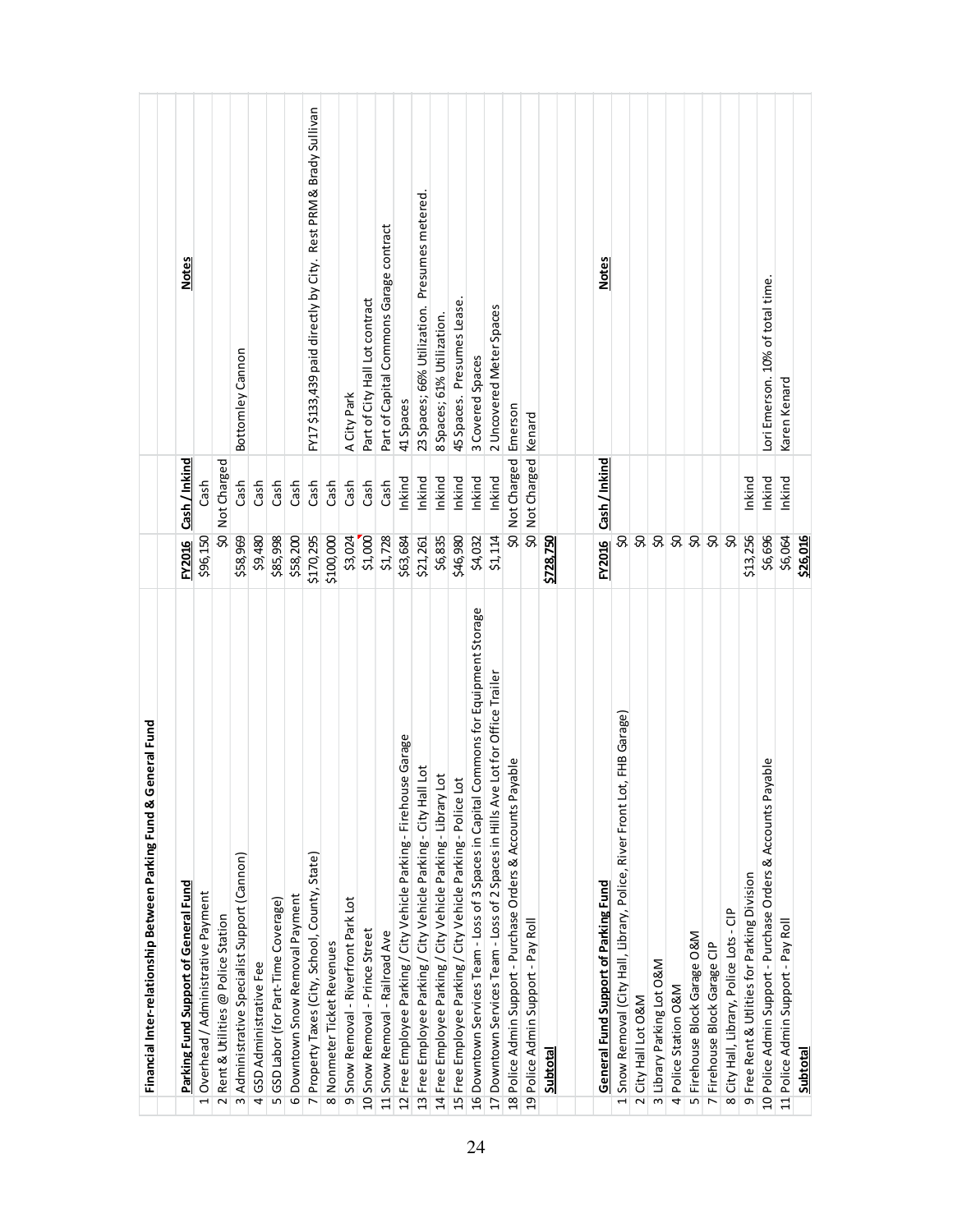**Financial Inter-relationship Between Parking Fund & General Fund**

| | Parking Fund Support of General Fund | FY2016 | Cash / Inkind | Notes |
|---|---|---|---|---|
| 1 | Overhead / Administrative Payment | $96,150 | Cash | |
| 2 | Rent & Utilities @ Police Station | $0 | Not Charged | |
| 3 | Administrative Specialist Support (Cannon) | $58,969 | Cash | Bottomley Cannon |
| 4 | GSD Administrative Fee | $9,480 | Cash | |
| 5 | GSD Labor (for Part-Time Coverage) | $85,998 | Cash | |
| 6 | Downtown Snow Removal Payment | $58,200 | Cash | |
| 7 | Property Taxes (City, School, County, State) | $170,295 | Cash | FY17 $133,439 paid directly by City. Rest PRM & Brady Sullivan |
| 8 | Nonmeter Ticket Revenues | $100,000 | Cash | |
| 9 | Snow Removal - Riverfront Park Lot | $3,024 | Cash | A City Park |
| 10 | Snow Removal - Prince Street | $1,000 | Cash | Part of City Hall Lot contract |
| 11 | Snow Removal - Railroad Ave | $1,728 | Cash | Part of Capital Commons Garage contract |
| 12 | Free Employee Parking / City Vehicle Parking - Firehouse Garage | $63,684 | Inkind | 41 Spaces |
| 13 | Free Employee Parking / City Vehicle Parking - City Hall Lot | $21,261 | Inkind | 23 Spaces; 66% Utilization. Presumes metered. |
| 14 | Free Employee Parking / City Vehicle Parking - Library Lot | $6,835 | Inkind | 8 Spaces; 61% Utilization. |
| 15 | Free Employee Parking / City Vehicle Parking - Police Lot | $46,980 | Inkind | 45 Spaces. Presumes Lease. |
| 16 | Downtown Services Team - Loss of 3 Spaces in Capital Commons for Equipment Storage | $4,032 | Inkind | 3 Covered Spaces |
| 17 | Downtown Services Team - Loss of 2 Spaces in Hills Ave Lot for Office Trailer | $1,114 | Inkind | 2 Uncovered Meter Spaces |
| 18 | Police Admin Support - Purchase Orders & Accounts Payable | $0 | Not Charged | Emerson |
| 19 | Police Admin Support - Pay Roll | $0 | Not Charged | Kenard |
| | **Subtotal** | **$728,750** | | |

| | General Fund Support of Parking Fund | FY2016 | Cash / Inkind | Notes |
|---|---|---|---|---|
| 1 | Snow Removal (City Hall, Library, Police, River Front Lot, FHB Garage) | $0 | | |
| 2 | City Hall Lot O&M | $0 | | |
| 3 | Library Parking Lot O&M | $0 | | |
| 4 | Police Station O&M | $0 | | |
| 5 | Firehouse Block Garage O&M | $0 | | |
| 7 | Firehouse Block Garage CIP | $0 | | |
| 8 | City Hall, Library, Police Lots - CIP | $0 | | |
| 9 | Free Rent & Utilities for Parking Division | $13,256 | Inkind | |
| 10 | Police Admin Support - Purchase Orders & Accounts Payable | $6,696 | Inkind | Lori Emerson. 10% of total time. |
| 11 | Police Admin Support - Pay Roll | $6,064 | Inkind | Karen Kenard |
| | **Subtotal** | **$26,016** | | |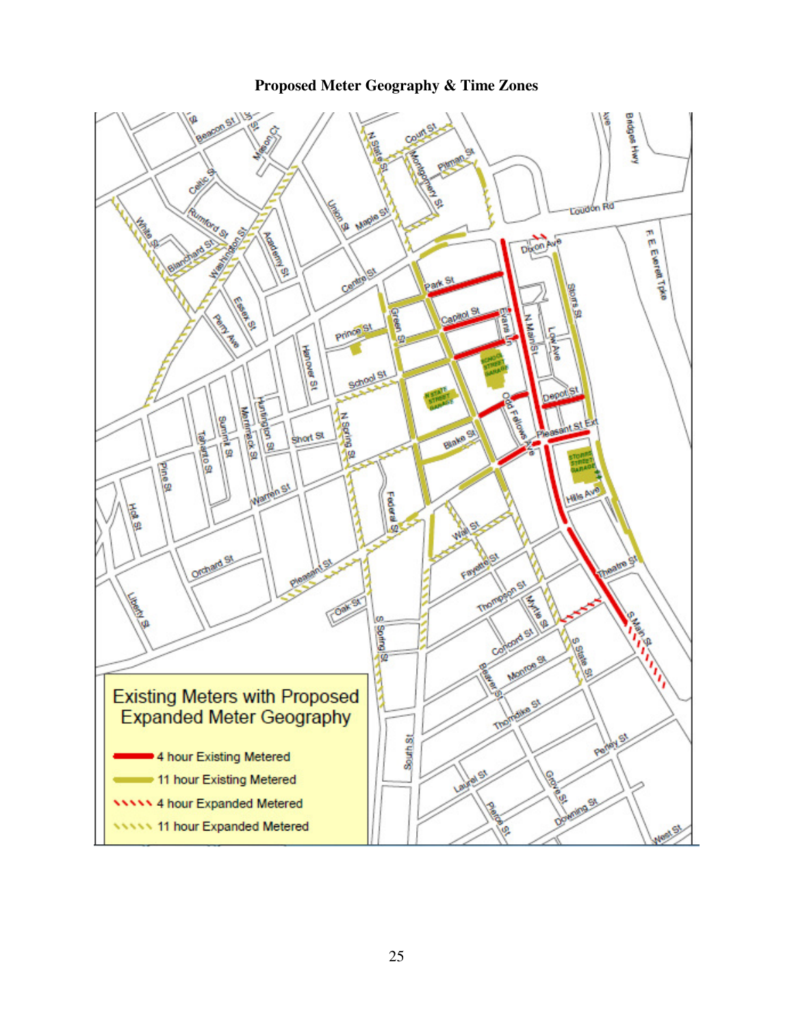**Proposed Meter Geography & Time Zones**

Existing Meters with Proposed Expanded Meter Geography

4 hour Existing Metered

11 hour Existing Metered

4 hour Expanded Metered

11 hour Expanded Metered